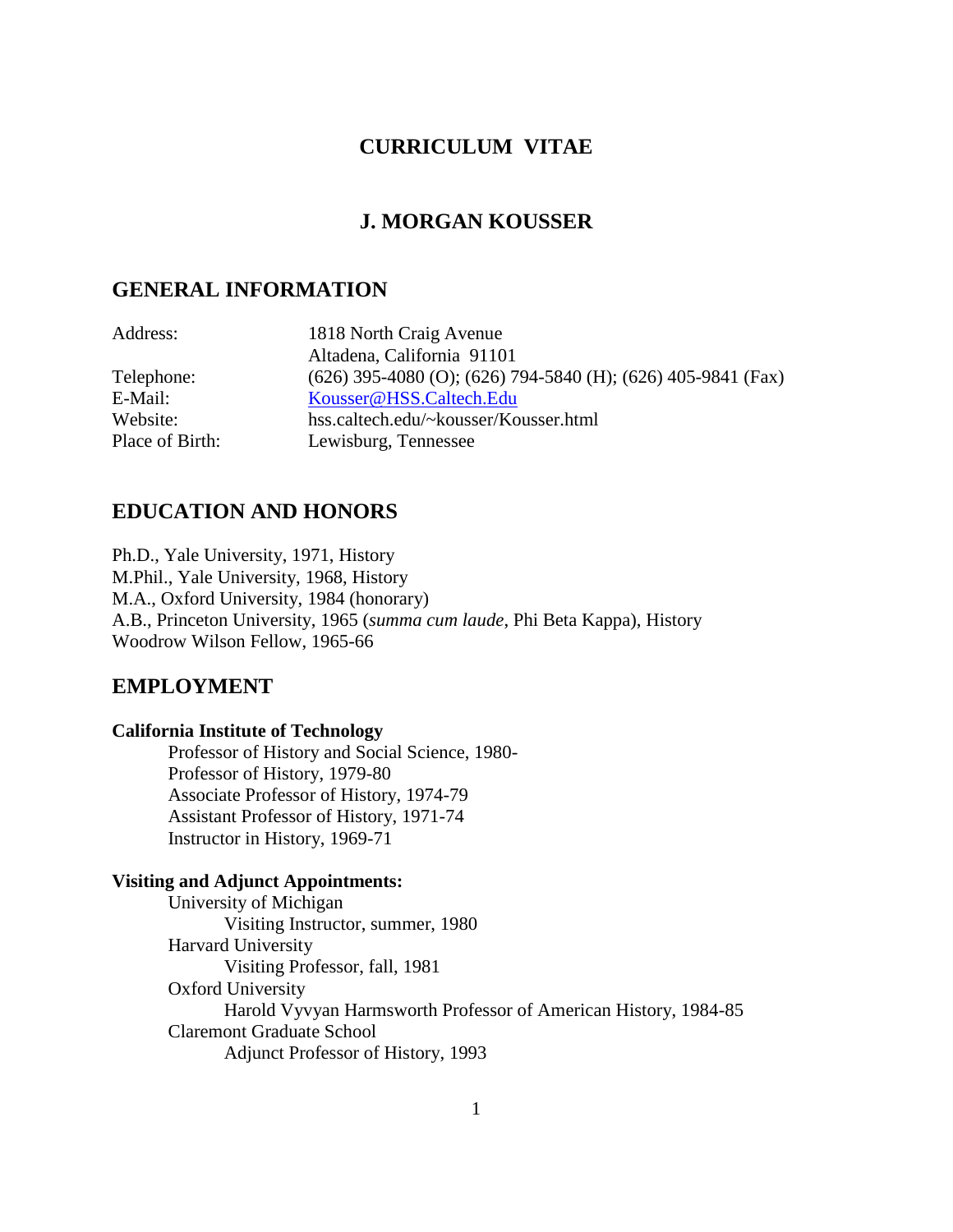# CURRICULUM VITAE

## J. MORGAN KOUSSER

## GENERAL INFORMATION

| | |
|---|---|
| Address: | 1818 North Craig Avenue<br>Altadena, California 91101 |
| Telephone: | (626) 395-4080 (O); (626) 794-5840 (H); (626) 405-9841 (Fax) |
| E-Mail: | Kousser@HSS.Caltech.Edu |
| Website: | hss.caltech.edu/~kousser/Kousser.html |
| Place of Birth: | Lewisburg, Tennessee |

## EDUCATION AND HONORS

Ph.D., Yale University, 1971, History
M.Phil., Yale University, 1968, History
M.A., Oxford University, 1984 (honorary)
A.B., Princeton University, 1965 (*summa cum laude*, Phi Beta Kappa), History
Woodrow Wilson Fellow, 1965-66

## EMPLOYMENT

**California Institute of Technology**

- Professor of History and Social Science, 1980-
- Professor of History, 1979-80
- Associate Professor of History, 1974-79
- Assistant Professor of History, 1971-74
- Instructor in History, 1969-71

**Visiting and Adjunct Appointments:**

- University of Michigan
  - Visiting Instructor, summer, 1980
- Harvard University
  - Visiting Professor, fall, 1981
- Oxford University
  - Harold Vyvyan Harmsworth Professor of American History, 1984-85
- Claremont Graduate School
  - Adjunct Professor of History, 1993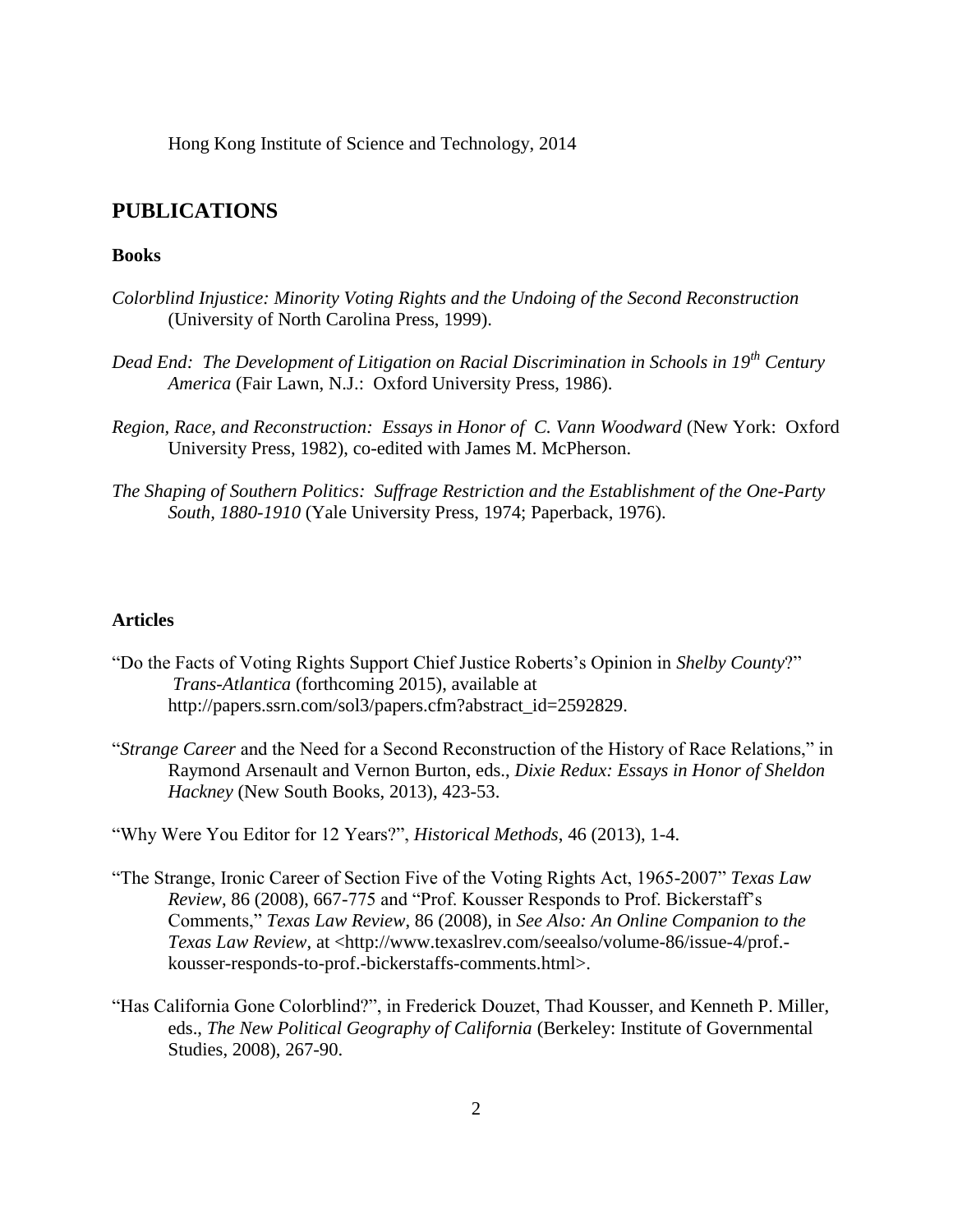Hong Kong Institute of Science and Technology, 2014

## PUBLICATIONS

### Books

*Colorblind Injustice: Minority Voting Rights and the Undoing of the Second Reconstruction* (University of North Carolina Press, 1999).

*Dead End: The Development of Litigation on Racial Discrimination in Schools in 19th Century America* (Fair Lawn, N.J.: Oxford University Press, 1986).

*Region, Race, and Reconstruction: Essays in Honor of C. Vann Woodward* (New York: Oxford University Press, 1982), co-edited with James M. McPherson.

*The Shaping of Southern Politics: Suffrage Restriction and the Establishment of the One-Party South, 1880-1910* (Yale University Press, 1974; Paperback, 1976).

### Articles

"Do the Facts of Voting Rights Support Chief Justice Roberts's Opinion in *Shelby County*?" *Trans-Atlantica* (forthcoming 2015), available at http://papers.ssrn.com/sol3/papers.cfm?abstract_id=2592829.

"*Strange Career* and the Need for a Second Reconstruction of the History of Race Relations," in Raymond Arsenault and Vernon Burton, eds., *Dixie Redux: Essays in Honor of Sheldon Hackney* (New South Books, 2013), 423-53.

"Why Were You Editor for 12 Years?", *Historical Methods*, 46 (2013), 1-4.

"The Strange, Ironic Career of Section Five of the Voting Rights Act, 1965-2007" *Texas Law Review*, 86 (2008), 667-775 and "Prof. Kousser Responds to Prof. Bickerstaff's Comments," *Texas Law Review*, 86 (2008), in *See Also: An Online Companion to the Texas Law Review*, at <http://www.texaslrev.com/seealso/volume-86/issue-4/prof.-kousser-responds-to-prof.-bickerstaffs-comments.html>.

"Has California Gone Colorblind?", in Frederick Douzet, Thad Kousser, and Kenneth P. Miller, eds., *The New Political Geography of California* (Berkeley: Institute of Governmental Studies, 2008), 267-90.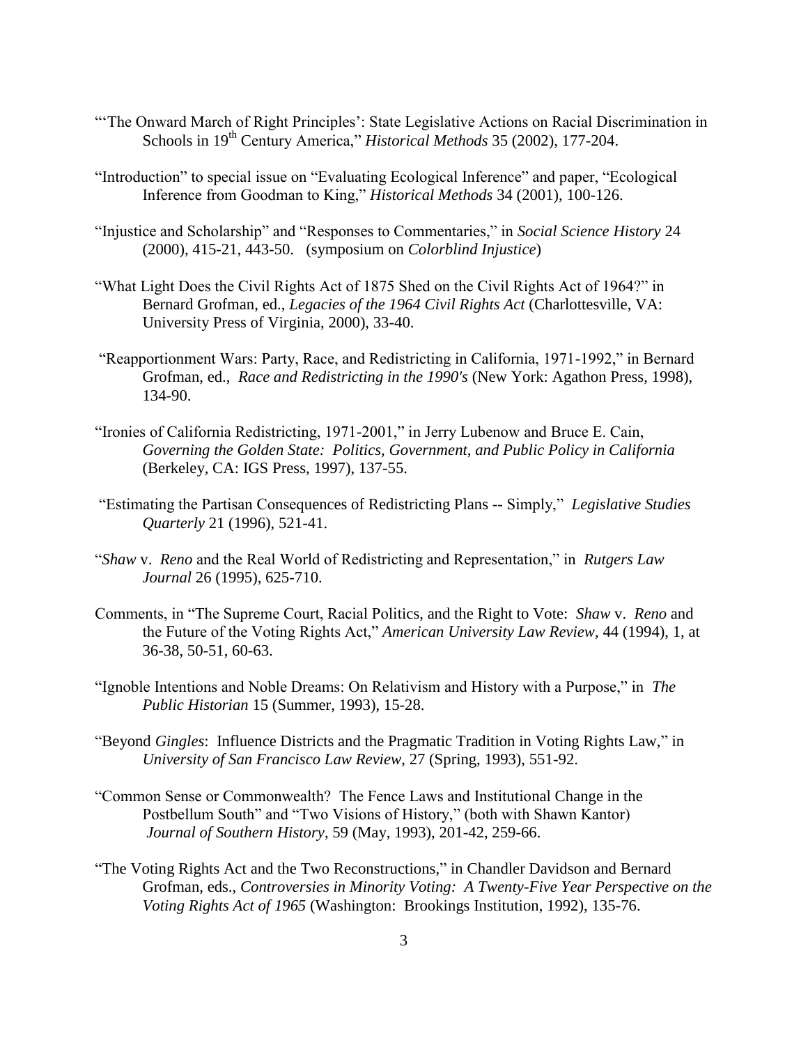"'The Onward March of Right Principles': State Legislative Actions on Racial Discrimination in Schools in 19th Century America," *Historical Methods* 35 (2002), 177-204.

"Introduction" to special issue on "Evaluating Ecological Inference" and paper, "Ecological Inference from Goodman to King," *Historical Methods* 34 (2001), 100-126.

"Injustice and Scholarship" and "Responses to Commentaries," in *Social Science History* 24 (2000), 415-21, 443-50. (symposium on *Colorblind Injustice*)

"What Light Does the Civil Rights Act of 1875 Shed on the Civil Rights Act of 1964?" in Bernard Grofman, ed., *Legacies of the 1964 Civil Rights Act* (Charlottesville, VA: University Press of Virginia, 2000), 33-40.

"Reapportionment Wars: Party, Race, and Redistricting in California, 1971-1992," in Bernard Grofman, ed., *Race and Redistricting in the 1990's* (New York: Agathon Press, 1998), 134-90.

"Ironies of California Redistricting, 1971-2001," in Jerry Lubenow and Bruce E. Cain, *Governing the Golden State: Politics, Government, and Public Policy in California* (Berkeley, CA: IGS Press, 1997), 137-55.

"Estimating the Partisan Consequences of Redistricting Plans -- Simply," *Legislative Studies Quarterly* 21 (1996), 521-41.

"*Shaw* v. *Reno* and the Real World of Redistricting and Representation," in *Rutgers Law Journal* 26 (1995), 625-710.

Comments, in "The Supreme Court, Racial Politics, and the Right to Vote: *Shaw* v. *Reno* and the Future of the Voting Rights Act," *American University Law Review*, 44 (1994), 1, at 36-38, 50-51, 60-63.

"Ignoble Intentions and Noble Dreams: On Relativism and History with a Purpose," in *The Public Historian* 15 (Summer, 1993), 15-28.

"Beyond *Gingles*: Influence Districts and the Pragmatic Tradition in Voting Rights Law," in *University of San Francisco Law Review*, 27 (Spring, 1993), 551-92.

"Common Sense or Commonwealth? The Fence Laws and Institutional Change in the Postbellum South" and "Two Visions of History," (both with Shawn Kantor) *Journal of Southern History*, 59 (May, 1993), 201-42, 259-66.

"The Voting Rights Act and the Two Reconstructions," in Chandler Davidson and Bernard Grofman, eds., *Controversies in Minority Voting: A Twenty-Five Year Perspective on the Voting Rights Act of 1965* (Washington: Brookings Institution, 1992), 135-76.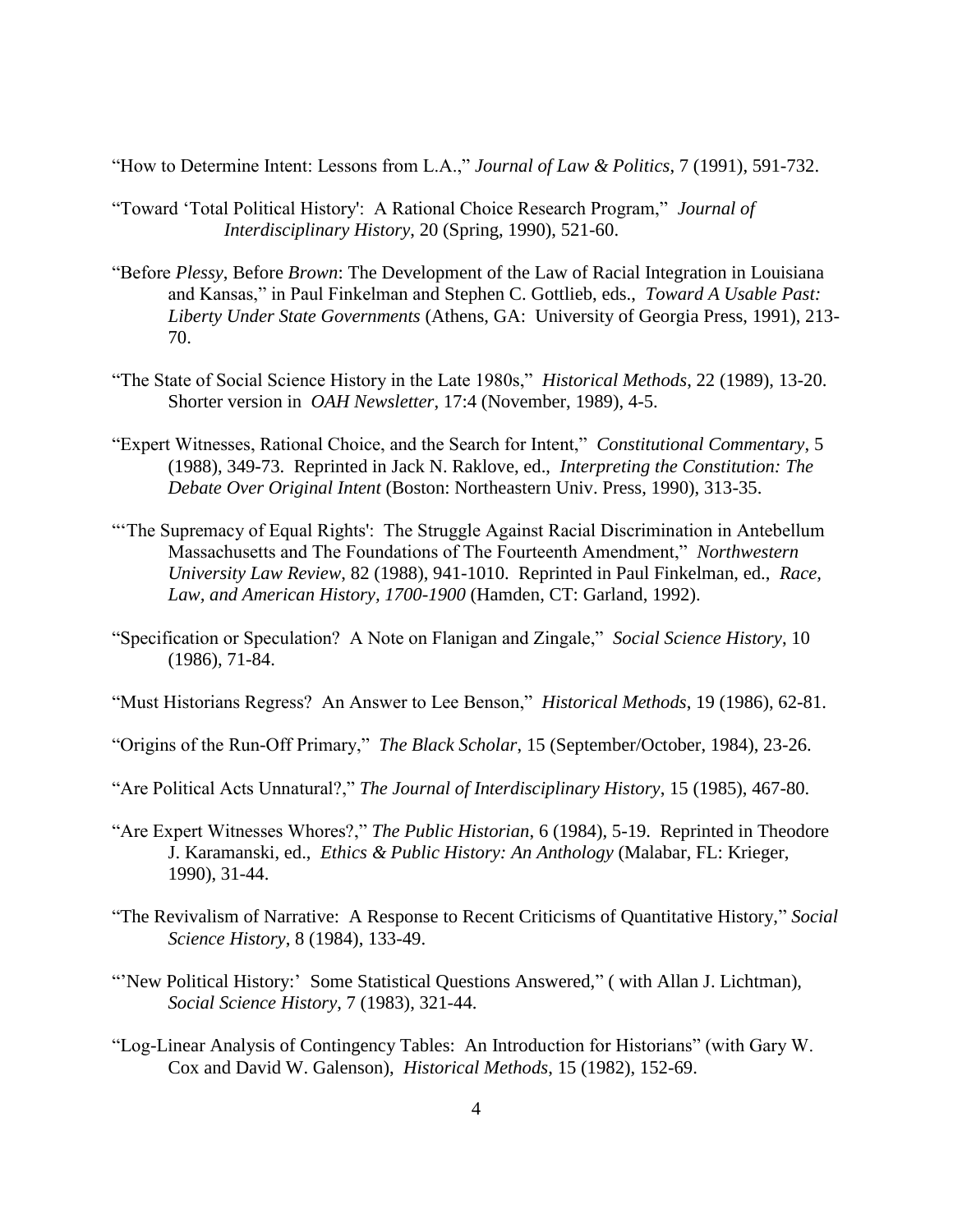"How to Determine Intent: Lessons from L.A.," *Journal of Law & Politics*, 7 (1991), 591-732.

"Toward 'Total Political History': A Rational Choice Research Program," *Journal of Interdisciplinary History*, 20 (Spring, 1990), 521-60.

"Before *Plessy*, Before *Brown*: The Development of the Law of Racial Integration in Louisiana and Kansas," in Paul Finkelman and Stephen C. Gottlieb, eds., *Toward A Usable Past: Liberty Under State Governments* (Athens, GA: University of Georgia Press, 1991), 213-70.

"The State of Social Science History in the Late 1980s," *Historical Methods*, 22 (1989), 13-20. Shorter version in *OAH Newsletter*, 17:4 (November, 1989), 4-5.

"Expert Witnesses, Rational Choice, and the Search for Intent," *Constitutional Commentary*, 5 (1988), 349-73. Reprinted in Jack N. Raklove, ed., *Interpreting the Constitution: The Debate Over Original Intent* (Boston: Northeastern Univ. Press, 1990), 313-35.

"'The Supremacy of Equal Rights': The Struggle Against Racial Discrimination in Antebellum Massachusetts and The Foundations of The Fourteenth Amendment," *Northwestern University Law Review*, 82 (1988), 941-1010. Reprinted in Paul Finkelman, ed., *Race, Law, and American History, 1700-1900* (Hamden, CT: Garland, 1992).

"Specification or Speculation? A Note on Flanigan and Zingale," *Social Science History*, 10 (1986), 71-84.

"Must Historians Regress? An Answer to Lee Benson," *Historical Methods*, 19 (1986), 62-81.

"Origins of the Run-Off Primary," *The Black Scholar*, 15 (September/October, 1984), 23-26.

"Are Political Acts Unnatural?," *The Journal of Interdisciplinary History*, 15 (1985), 467-80.

"Are Expert Witnesses Whores?," *The Public Historian*, 6 (1984), 5-19. Reprinted in Theodore J. Karamanski, ed., *Ethics & Public History: An Anthology* (Malabar, FL: Krieger, 1990), 31-44.

"The Revivalism of Narrative: A Response to Recent Criticisms of Quantitative History," *Social Science History*, 8 (1984), 133-49.

"'New Political History:' Some Statistical Questions Answered," ( with Allan J. Lichtman), *Social Science History*, 7 (1983), 321-44.

"Log-Linear Analysis of Contingency Tables: An Introduction for Historians" (with Gary W. Cox and David W. Galenson), *Historical Methods*, 15 (1982), 152-69.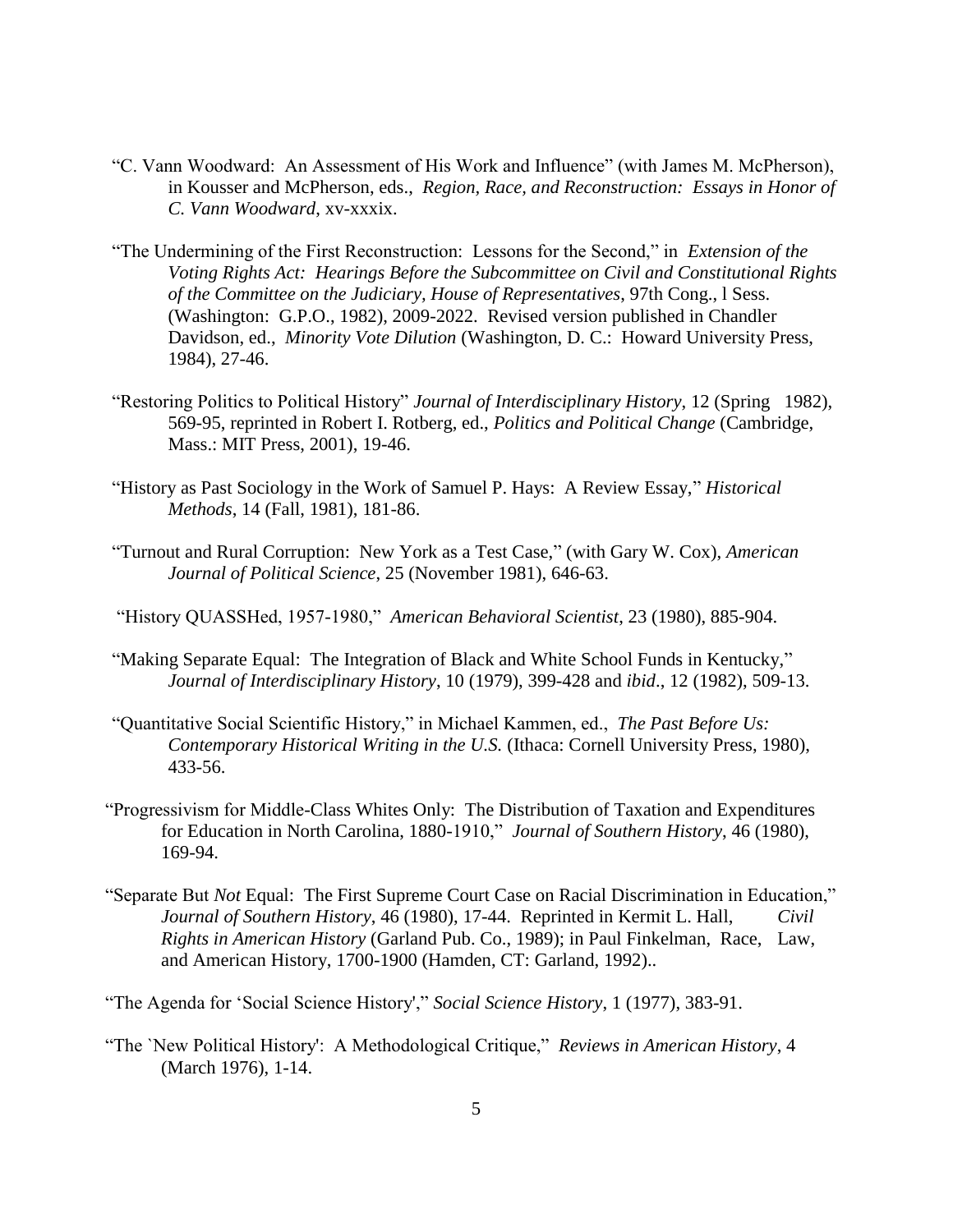"C. Vann Woodward: An Assessment of His Work and Influence" (with James M. McPherson), in Kousser and McPherson, eds., *Region, Race, and Reconstruction: Essays in Honor of C. Vann Woodward*, xv-xxxix.

"The Undermining of the First Reconstruction: Lessons for the Second," in *Extension of the Voting Rights Act: Hearings Before the Subcommittee on Civil and Constitutional Rights of the Committee on the Judiciary, House of Representatives*, 97th Cong., l Sess. (Washington: G.P.O., 1982), 2009-2022. Revised version published in Chandler Davidson, ed., *Minority Vote Dilution* (Washington, D. C.: Howard University Press, 1984), 27-46.

"Restoring Politics to Political History" *Journal of Interdisciplinary History*, 12 (Spring 1982), 569-95, reprinted in Robert I. Rotberg, ed., *Politics and Political Change* (Cambridge, Mass.: MIT Press, 2001), 19-46.

"History as Past Sociology in the Work of Samuel P. Hays: A Review Essay," *Historical Methods*, 14 (Fall, 1981), 181-86.

"Turnout and Rural Corruption: New York as a Test Case," (with Gary W. Cox), *American Journal of Political Science*, 25 (November 1981), 646-63.

"History QUASSHed, 1957-1980," *American Behavioral Scientist*, 23 (1980), 885-904.

"Making Separate Equal: The Integration of Black and White School Funds in Kentucky," *Journal of Interdisciplinary History*, 10 (1979), 399-428 and *ibid*., 12 (1982), 509-13.

"Quantitative Social Scientific History," in Michael Kammen, ed., *The Past Before Us: Contemporary Historical Writing in the U.S.* (Ithaca: Cornell University Press, 1980), 433-56.

"Progressivism for Middle-Class Whites Only: The Distribution of Taxation and Expenditures for Education in North Carolina, 1880-1910," *Journal of Southern History*, 46 (1980), 169-94.

"Separate But *Not* Equal: The First Supreme Court Case on Racial Discrimination in Education," *Journal of Southern History*, 46 (1980), 17-44. Reprinted in Kermit L. Hall, *Civil Rights in American History* (Garland Pub. Co., 1989); in Paul Finkelman, Race, Law, and American History, 1700-1900 (Hamden, CT: Garland, 1992)..

"The Agenda for 'Social Science History'," *Social Science History*, 1 (1977), 383-91.

"The `New Political History': A Methodological Critique," *Reviews in American History*, 4 (March 1976), 1-14.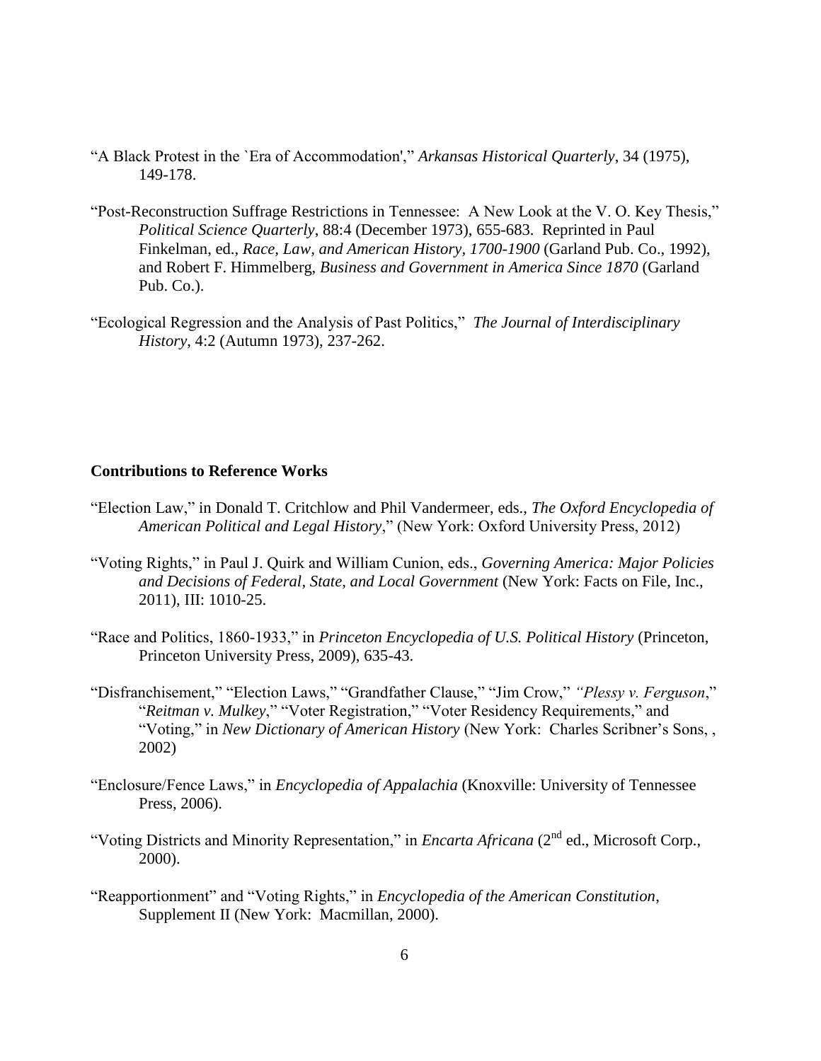"A Black Protest in the `Era of Accommodation'," *Arkansas Historical Quarterly*, 34 (1975), 149-178.

"Post-Reconstruction Suffrage Restrictions in Tennessee: A New Look at the V. O. Key Thesis," *Political Science Quarterly*, 88:4 (December 1973), 655-683. Reprinted in Paul Finkelman, ed., *Race, Law, and American History, 1700-1900* (Garland Pub. Co., 1992), and Robert F. Himmelberg, *Business and Government in America Since 1870* (Garland Pub. Co.).

"Ecological Regression and the Analysis of Past Politics," *The Journal of Interdisciplinary History*, 4:2 (Autumn 1973), 237-262.

**Contributions to Reference Works**

"Election Law," in Donald T. Critchlow and Phil Vandermeer, eds., *The Oxford Encyclopedia of American Political and Legal History*," (New York: Oxford University Press, 2012)

"Voting Rights," in Paul J. Quirk and William Cunion, eds., *Governing America: Major Policies and Decisions of Federal, State, and Local Government* (New York: Facts on File, Inc., 2011), III: 1010-25.

"Race and Politics, 1860-1933," in *Princeton Encyclopedia of U.S. Political History* (Princeton, Princeton University Press, 2009), 635-43.

"Disfranchisement," "Election Laws," "Grandfather Clause," "Jim Crow," *"Plessy v. Ferguson*," "*Reitman v. Mulkey*," "Voter Registration," "Voter Residency Requirements," and "Voting," in *New Dictionary of American History* (New York: Charles Scribner's Sons, , 2002)

"Enclosure/Fence Laws," in *Encyclopedia of Appalachia* (Knoxville: University of Tennessee Press, 2006).

"Voting Districts and Minority Representation," in *Encarta Africana* (2nd ed., Microsoft Corp., 2000).

"Reapportionment" and "Voting Rights," in *Encyclopedia of the American Constitution*, Supplement II (New York: Macmillan, 2000).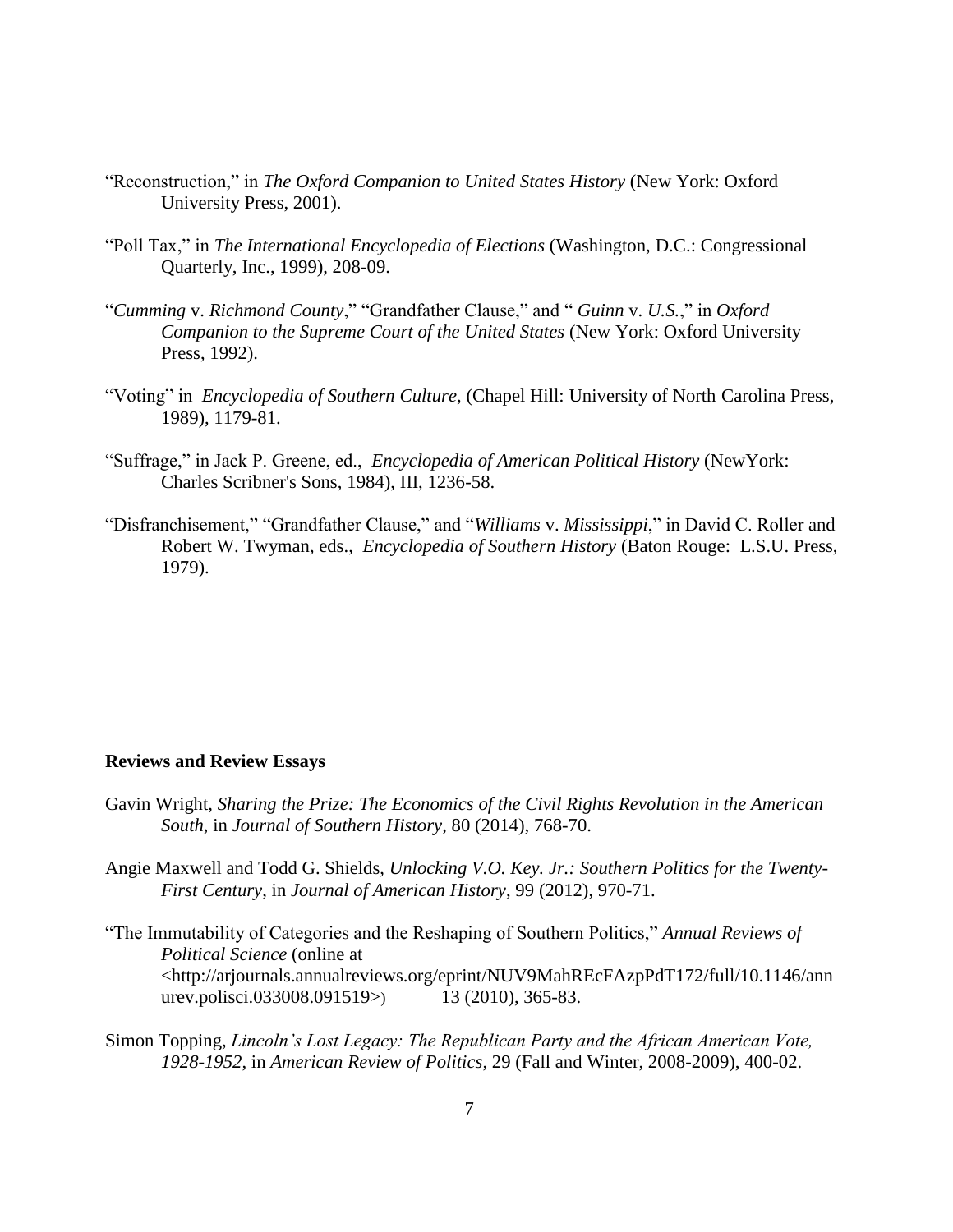"Reconstruction," in *The Oxford Companion to United States History* (New York: Oxford University Press, 2001).

"Poll Tax," in *The International Encyclopedia of Elections* (Washington, D.C.: Congressional Quarterly, Inc., 1999), 208-09.

"*Cumming* v. *Richmond County*," "Grandfather Clause," and " *Guinn* v. *U.S.*," in *Oxford Companion to the Supreme Court of the United States* (New York: Oxford University Press, 1992).

"Voting" in *Encyclopedia of Southern Culture*, (Chapel Hill: University of North Carolina Press, 1989), 1179-81.

"Suffrage," in Jack P. Greene, ed., *Encyclopedia of American Political History* (NewYork: Charles Scribner's Sons, 1984), III, 1236-58.

"Disfranchisement," "Grandfather Clause," and "*Williams* v. *Mississippi*," in David C. Roller and Robert W. Twyman, eds., *Encyclopedia of Southern History* (Baton Rouge: L.S.U. Press, 1979).

**Reviews and Review Essays**

Gavin Wright, *Sharing the Prize: The Economics of the Civil Rights Revolution in the American South*, in *Journal of Southern History*, 80 (2014), 768-70.

Angie Maxwell and Todd G. Shields, *Unlocking V.O. Key. Jr.: Southern Politics for the Twenty-First Century*, in *Journal of American History*, 99 (2012), 970-71.

"The Immutability of Categories and the Reshaping of Southern Politics," *Annual Reviews of Political Science* (online at <http://arjournals.annualreviews.org/eprint/NUV9MahREcFAzpPdT172/full/10.1146/annurev.polisci.033008.091519>) 13 (2010), 365-83.

Simon Topping, *Lincoln's Lost Legacy: The Republican Party and the African American Vote, 1928-1952*, in *American Review of Politics*, 29 (Fall and Winter, 2008-2009), 400-02.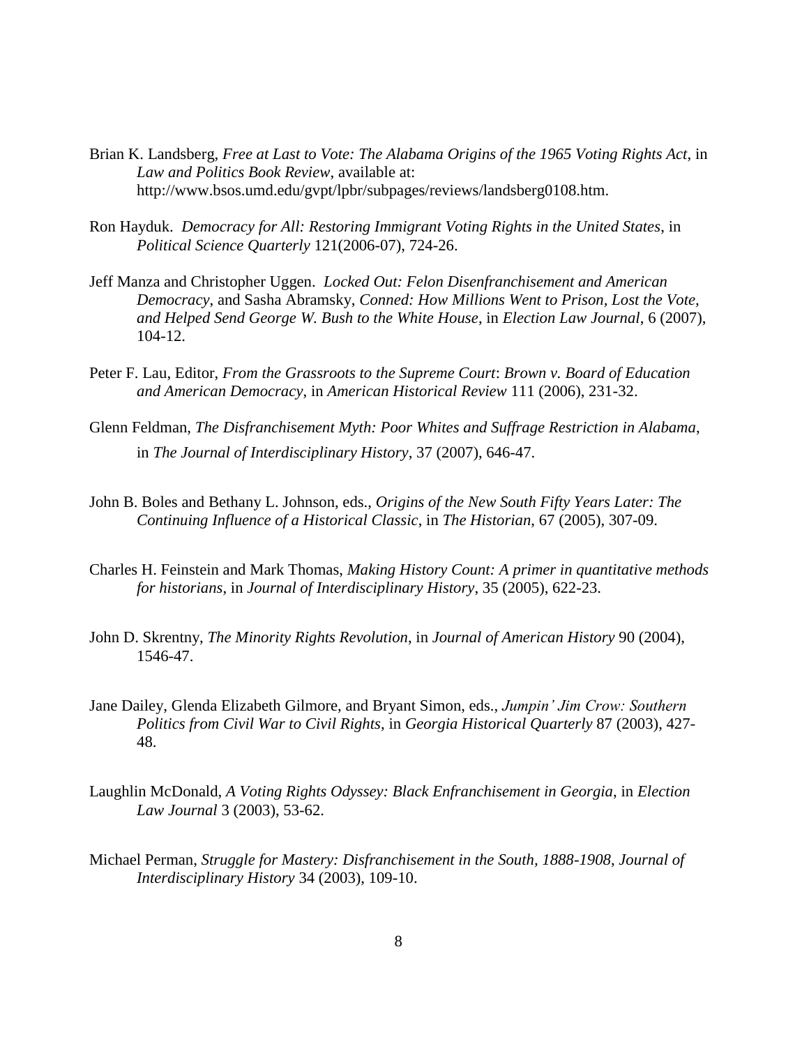Brian K. Landsberg, *Free at Last to Vote: The Alabama Origins of the 1965 Voting Rights Act*, in *Law and Politics Book Review*, available at: http://www.bsos.umd.edu/gvpt/lpbr/subpages/reviews/landsberg0108.htm.

Ron Hayduk. *Democracy for All: Restoring Immigrant Voting Rights in the United States*, in *Political Science Quarterly* 121(2006-07), 724-26.

Jeff Manza and Christopher Uggen. *Locked Out: Felon Disenfranchisement and American Democracy*, and Sasha Abramsky, *Conned: How Millions Went to Prison, Lost the Vote, and Helped Send George W. Bush to the White House*, in *Election Law Journal*, 6 (2007), 104-12.

Peter F. Lau, Editor, *From the Grassroots to the Supreme Court*: *Brown v. Board of Education and American Democracy*, in *American Historical Review* 111 (2006), 231-32.

Glenn Feldman, *The Disfranchisement Myth: Poor Whites and Suffrage Restriction in Alabama*, in *The Journal of Interdisciplinary History*, 37 (2007), 646-47.

John B. Boles and Bethany L. Johnson, eds., *Origins of the New South Fifty Years Later: The Continuing Influence of a Historical Classic*, in *The Historian*, 67 (2005), 307-09.

Charles H. Feinstein and Mark Thomas, *Making History Count: A primer in quantitative methods for historians*, in *Journal of Interdisciplinary History*, 35 (2005), 622-23.

John D. Skrentny, *The Minority Rights Revolution*, in *Journal of American History* 90 (2004), 1546-47.

Jane Dailey, Glenda Elizabeth Gilmore, and Bryant Simon, eds., *Jumpin' Jim Crow: Southern Politics from Civil War to Civil Rights*, in *Georgia Historical Quarterly* 87 (2003), 427-48.

Laughlin McDonald, *A Voting Rights Odyssey: Black Enfranchisement in Georgia*, in *Election Law Journal* 3 (2003), 53-62.

Michael Perman, *Struggle for Mastery: Disfranchisement in the South, 1888-1908*, *Journal of Interdisciplinary History* 34 (2003), 109-10.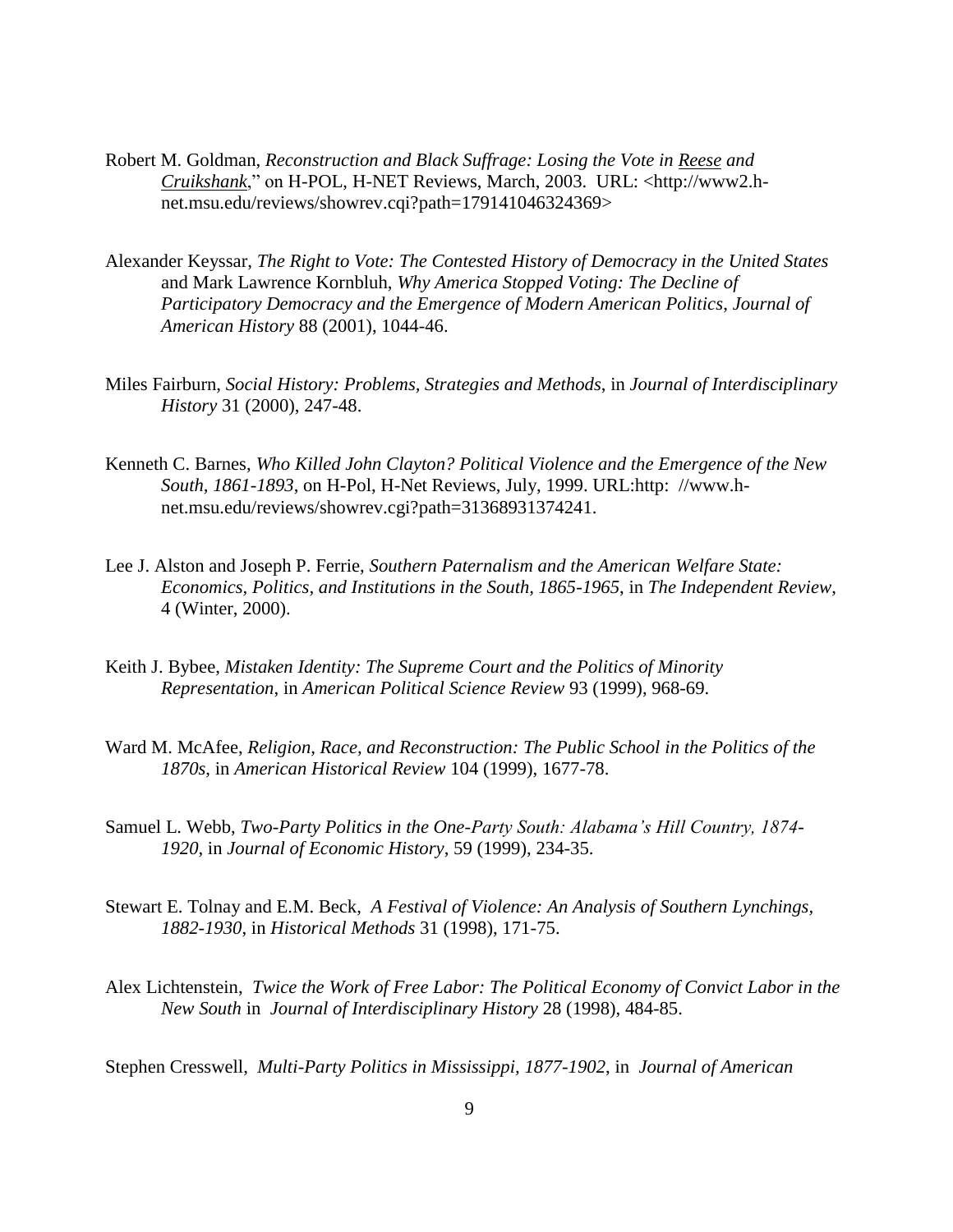Robert M. Goldman, *Reconstruction and Black Suffrage: Losing the Vote in Reese and Cruikshank*," on H-POL, H-NET Reviews, March, 2003. URL: <http://www2.h-net.msu.edu/reviews/showrev.cqi?path=179141046324369>

Alexander Keyssar, *The Right to Vote: The Contested History of Democracy in the United States* and Mark Lawrence Kornbluh, *Why America Stopped Voting: The Decline of Participatory Democracy and the Emergence of Modern American Politics*, *Journal of American History* 88 (2001), 1044-46.

Miles Fairburn, *Social History: Problems, Strategies and Methods*, in *Journal of Interdisciplinary History* 31 (2000), 247-48.

Kenneth C. Barnes, *Who Killed John Clayton? Political Violence and the Emergence of the New South, 1861-1893*, on H-Pol, H-Net Reviews, July, 1999. URL:http: //www.h-net.msu.edu/reviews/showrev.cgi?path=31368931374241.

Lee J. Alston and Joseph P. Ferrie, *Southern Paternalism and the American Welfare State: Economics, Politics, and Institutions in the South, 1865-1965*, in *The Independent Review*, 4 (Winter, 2000).

Keith J. Bybee, *Mistaken Identity: The Supreme Court and the Politics of Minority Representation*, in *American Political Science Review* 93 (1999), 968-69.

Ward M. McAfee, *Religion, Race, and Reconstruction: The Public School in the Politics of the 1870s*, in *American Historical Review* 104 (1999), 1677-78.

Samuel L. Webb, *Two-Party Politics in the One-Party South: Alabama's Hill Country, 1874-1920*, in *Journal of Economic History*, 59 (1999), 234-35.

Stewart E. Tolnay and E.M. Beck, *A Festival of Violence: An Analysis of Southern Lynchings, 1882-1930*, in *Historical Methods* 31 (1998), 171-75.

Alex Lichtenstein, *Twice the Work of Free Labor: The Political Economy of Convict Labor in the New South* in *Journal of Interdisciplinary History* 28 (1998), 484-85.

Stephen Cresswell, *Multi-Party Politics in Mississippi, 1877-1902*, in *Journal of American*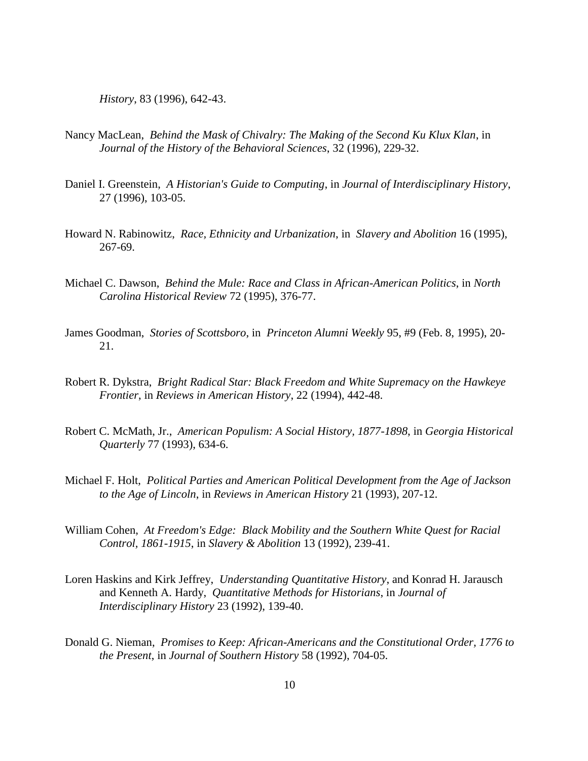*History*, 83 (1996), 642-43.

Nancy MacLean, *Behind the Mask of Chivalry: The Making of the Second Ku Klux Klan*, in *Journal of the History of the Behavioral Sciences*, 32 (1996), 229-32.

Daniel I. Greenstein, *A Historian's Guide to Computing*, in *Journal of Interdisciplinary History*, 27 (1996), 103-05.

Howard N. Rabinowitz, *Race, Ethnicity and Urbanization*, in *Slavery and Abolition* 16 (1995), 267-69.

Michael C. Dawson, *Behind the Mule: Race and Class in African-American Politics*, in *North Carolina Historical Review* 72 (1995), 376-77.

James Goodman, *Stories of Scottsboro*, in *Princeton Alumni Weekly* 95, #9 (Feb. 8, 1995), 20-21.

Robert R. Dykstra, *Bright Radical Star: Black Freedom and White Supremacy on the Hawkeye Frontier*, in *Reviews in American History*, 22 (1994), 442-48.

Robert C. McMath, Jr., *American Populism: A Social History, 1877-1898*, in *Georgia Historical Quarterly* 77 (1993), 634-6.

Michael F. Holt, *Political Parties and American Political Development from the Age of Jackson to the Age of Lincoln*, in *Reviews in American History* 21 (1993), 207-12.

William Cohen, *At Freedom's Edge: Black Mobility and the Southern White Quest for Racial Control, 1861-1915*, in *Slavery & Abolition* 13 (1992), 239-41.

Loren Haskins and Kirk Jeffrey, *Understanding Quantitative History*, and Konrad H. Jarausch and Kenneth A. Hardy, *Quantitative Methods for Historians*, in *Journal of Interdisciplinary History* 23 (1992), 139-40.

Donald G. Nieman, *Promises to Keep: African-Americans and the Constitutional Order, 1776 to the Present*, in *Journal of Southern History* 58 (1992), 704-05.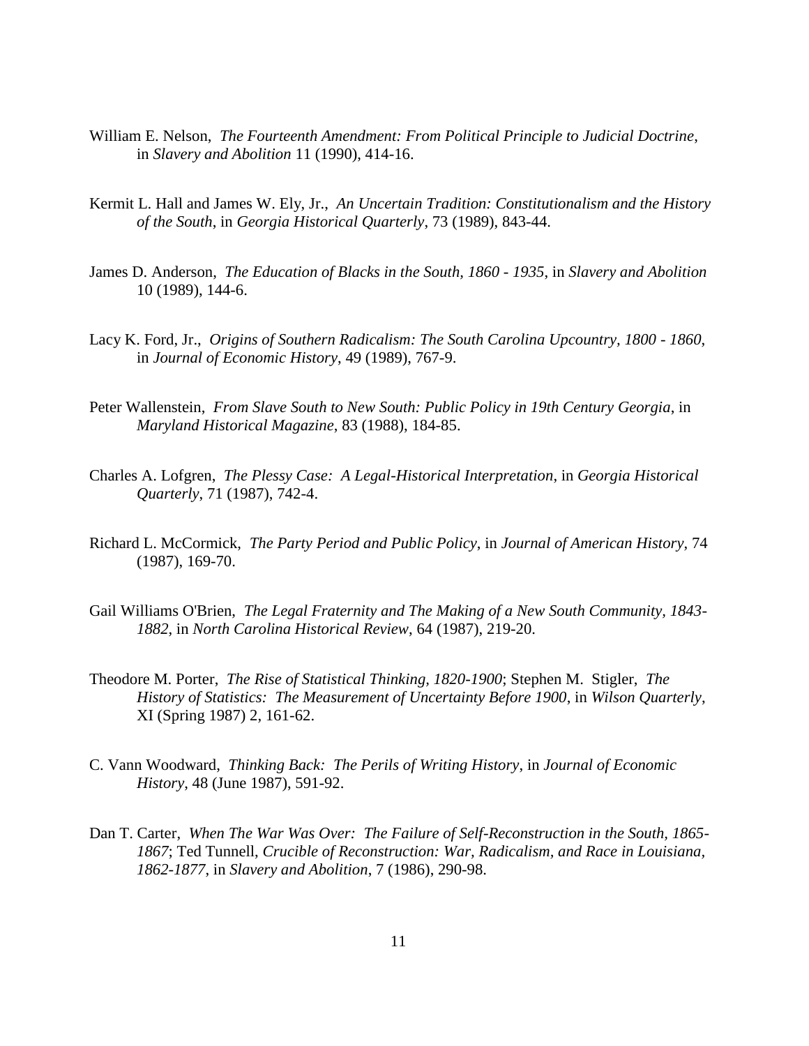William E. Nelson, *The Fourteenth Amendment: From Political Principle to Judicial Doctrine*, in *Slavery and Abolition* 11 (1990), 414-16.

Kermit L. Hall and James W. Ely, Jr., *An Uncertain Tradition: Constitutionalism and the History of the South*, in *Georgia Historical Quarterly*, 73 (1989), 843-44.

James D. Anderson, *The Education of Blacks in the South, 1860 - 1935*, in *Slavery and Abolition* 10 (1989), 144-6.

Lacy K. Ford, Jr., *Origins of Southern Radicalism: The South Carolina Upcountry, 1800 - 1860*, in *Journal of Economic History*, 49 (1989), 767-9.

Peter Wallenstein, *From Slave South to New South: Public Policy in 19th Century Georgia*, in *Maryland Historical Magazine*, 83 (1988), 184-85.

Charles A. Lofgren, *The Plessy Case: A Legal-Historical Interpretation*, in *Georgia Historical Quarterly*, 71 (1987), 742-4.

Richard L. McCormick, *The Party Period and Public Policy*, in *Journal of American History*, 74 (1987), 169-70.

Gail Williams O'Brien, *The Legal Fraternity and The Making of a New South Community, 1843-1882*, in *North Carolina Historical Review*, 64 (1987), 219-20.

Theodore M. Porter, *The Rise of Statistical Thinking, 1820-1900*; Stephen M. Stigler, *The History of Statistics: The Measurement of Uncertainty Before 1900*, in *Wilson Quarterly*, XI (Spring 1987) 2, 161-62.

C. Vann Woodward, *Thinking Back: The Perils of Writing History*, in *Journal of Economic History*, 48 (June 1987), 591-92.

Dan T. Carter, *When The War Was Over: The Failure of Self-Reconstruction in the South, 1865-1867*; Ted Tunnell, *Crucible of Reconstruction: War, Radicalism, and Race in Louisiana, 1862-1877*, in *Slavery and Abolition*, 7 (1986), 290-98.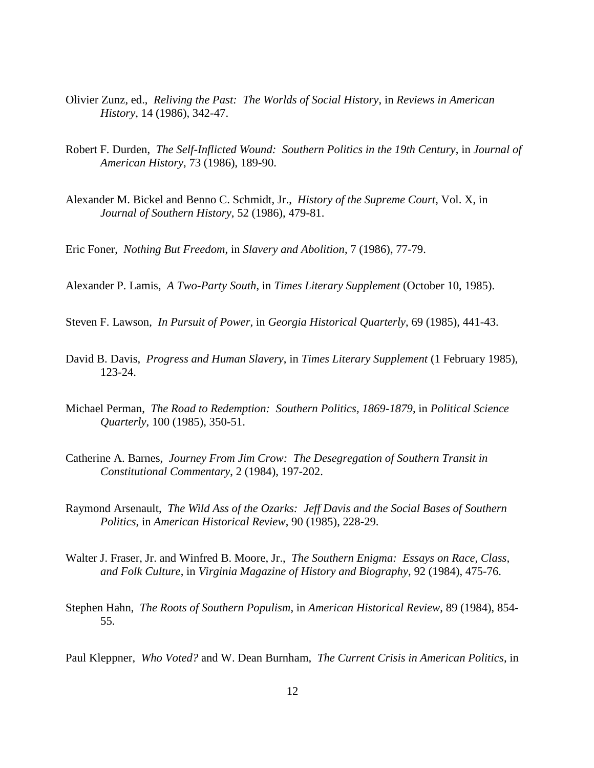Olivier Zunz, ed., *Reliving the Past: The Worlds of Social History*, in *Reviews in American History*, 14 (1986), 342-47.

Robert F. Durden, *The Self-Inflicted Wound: Southern Politics in the 19th Century*, in *Journal of American History*, 73 (1986), 189-90.

Alexander M. Bickel and Benno C. Schmidt, Jr., *History of the Supreme Court*, Vol. X, in *Journal of Southern History*, 52 (1986), 479-81.

Eric Foner, *Nothing But Freedom*, in *Slavery and Abolition*, 7 (1986), 77-79.

Alexander P. Lamis, *A Two-Party South*, in *Times Literary Supplement* (October 10, 1985).

Steven F. Lawson, *In Pursuit of Power*, in *Georgia Historical Quarterly*, 69 (1985), 441-43.

David B. Davis, *Progress and Human Slavery*, in *Times Literary Supplement* (1 February 1985), 123-24.

Michael Perman, *The Road to Redemption: Southern Politics, 1869-1879*, in *Political Science Quarterly*, 100 (1985), 350-51.

Catherine A. Barnes, *Journey From Jim Crow: The Desegregation of Southern Transit in Constitutional Commentary*, 2 (1984), 197-202.

Raymond Arsenault, *The Wild Ass of the Ozarks: Jeff Davis and the Social Bases of Southern Politics*, in *American Historical Review*, 90 (1985), 228-29.

Walter J. Fraser, Jr. and Winfred B. Moore, Jr., *The Southern Enigma: Essays on Race, Class, and Folk Culture*, in *Virginia Magazine of History and Biography*, 92 (1984), 475-76.

Stephen Hahn, *The Roots of Southern Populism*, in *American Historical Review*, 89 (1984), 854-55.

Paul Kleppner, *Who Voted?* and W. Dean Burnham, *The Current Crisis in American Politics*, in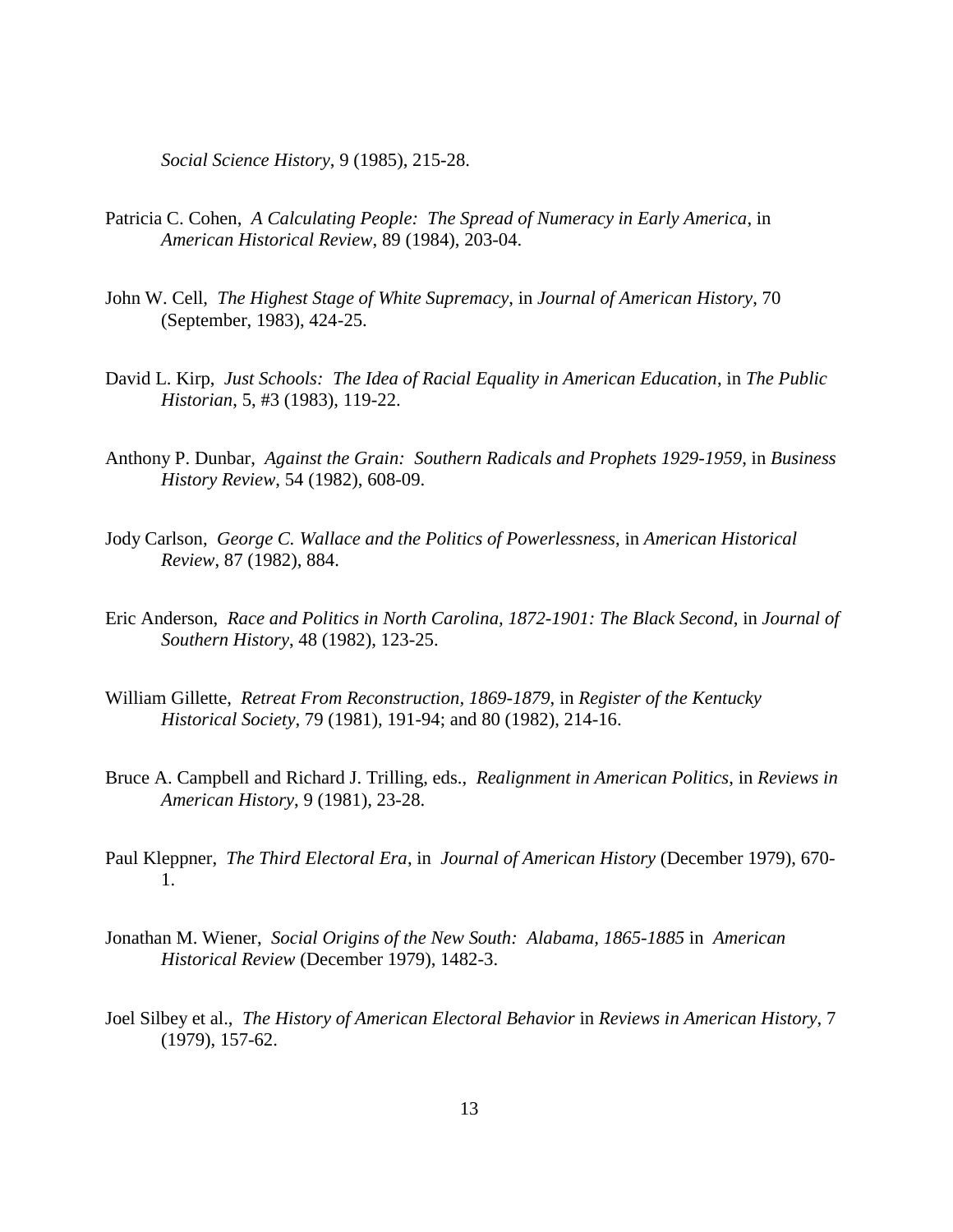*Social Science History*, 9 (1985), 215-28.

Patricia C. Cohen, *A Calculating People: The Spread of Numeracy in Early America*, in *American Historical Review*, 89 (1984), 203-04.

John W. Cell, *The Highest Stage of White Supremacy*, in *Journal of American History*, 70 (September, 1983), 424-25.

David L. Kirp, *Just Schools: The Idea of Racial Equality in American Education*, in *The Public Historian*, 5, #3 (1983), 119-22.

Anthony P. Dunbar, *Against the Grain: Southern Radicals and Prophets 1929-1959*, in *Business History Review*, 54 (1982), 608-09.

Jody Carlson, *George C. Wallace and the Politics of Powerlessness*, in *American Historical Review*, 87 (1982), 884.

Eric Anderson, *Race and Politics in North Carolina, 1872-1901: The Black Second*, in *Journal of Southern History*, 48 (1982), 123-25.

William Gillette, *Retreat From Reconstruction, 1869-1879*, in *Register of the Kentucky Historical Society*, 79 (1981), 191-94; and 80 (1982), 214-16.

Bruce A. Campbell and Richard J. Trilling, eds., *Realignment in American Politics*, in *Reviews in American History*, 9 (1981), 23-28.

Paul Kleppner, *The Third Electoral Era*, in *Journal of American History* (December 1979), 670-1.

Jonathan M. Wiener, *Social Origins of the New South: Alabama, 1865-1885* in *American Historical Review* (December 1979), 1482-3.

Joel Silbey et al., *The History of American Electoral Behavior* in *Reviews in American History*, 7 (1979), 157-62.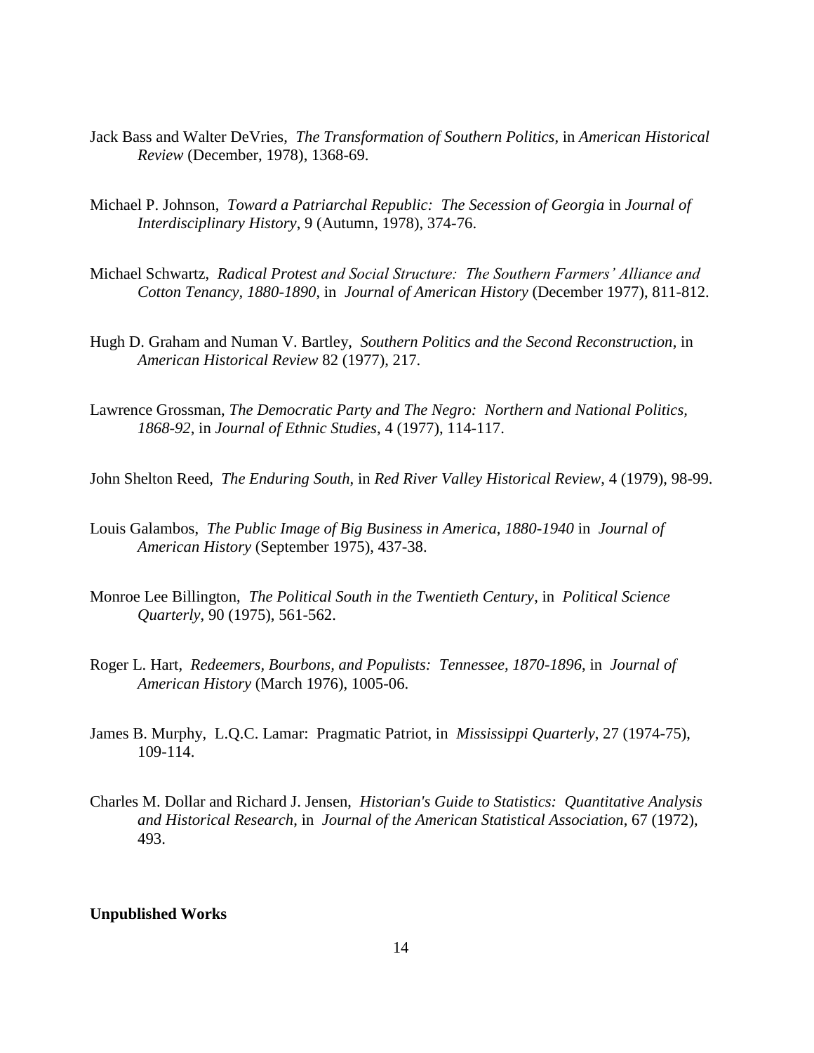Jack Bass and Walter DeVries, *The Transformation of Southern Politics*, in *American Historical Review* (December, 1978), 1368-69.

Michael P. Johnson, *Toward a Patriarchal Republic: The Secession of Georgia* in *Journal of Interdisciplinary History*, 9 (Autumn, 1978), 374-76.

Michael Schwartz, *Radical Protest and Social Structure: The Southern Farmers' Alliance and Cotton Tenancy, 1880-1890*, in *Journal of American History* (December 1977), 811-812.

Hugh D. Graham and Numan V. Bartley, *Southern Politics and the Second Reconstruction*, in *American Historical Review* 82 (1977), 217.

Lawrence Grossman, *The Democratic Party and The Negro: Northern and National Politics, 1868-92*, in *Journal of Ethnic Studies*, 4 (1977), 114-117.

John Shelton Reed, *The Enduring South*, in *Red River Valley Historical Review*, 4 (1979), 98-99.

Louis Galambos, *The Public Image of Big Business in America, 1880-1940* in *Journal of American History* (September 1975), 437-38.

Monroe Lee Billington, *The Political South in the Twentieth Century*, in *Political Science Quarterly*, 90 (1975), 561-562.

Roger L. Hart, *Redeemers, Bourbons, and Populists: Tennessee, 1870-1896*, in *Journal of American History* (March 1976), 1005-06.

James B. Murphy, L.Q.C. Lamar: Pragmatic Patriot, in *Mississippi Quarterly*, 27 (1974-75), 109-114.

Charles M. Dollar and Richard J. Jensen, *Historian's Guide to Statistics: Quantitative Analysis and Historical Research*, in *Journal of the American Statistical Association*, 67 (1972), 493.

**Unpublished Works**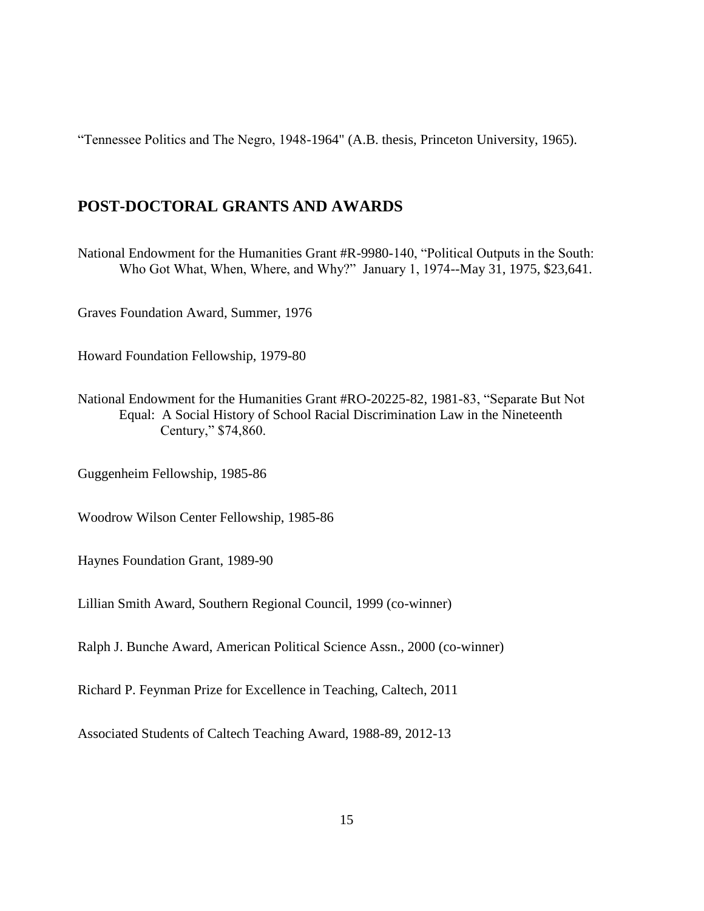"Tennessee Politics and The Negro, 1948-1964" (A.B. thesis, Princeton University, 1965).

## POST-DOCTORAL GRANTS AND AWARDS

National Endowment for the Humanities Grant #R-9980-140, "Political Outputs in the South: Who Got What, When, Where, and Why?" January 1, 1974--May 31, 1975, $23,641.

Graves Foundation Award, Summer, 1976

Howard Foundation Fellowship, 1979-80

National Endowment for the Humanities Grant #RO-20225-82, 1981-83, "Separate But Not Equal: A Social History of School Racial Discrimination Law in the Nineteenth Century," $74,860.

Guggenheim Fellowship, 1985-86

Woodrow Wilson Center Fellowship, 1985-86

Haynes Foundation Grant, 1989-90

Lillian Smith Award, Southern Regional Council, 1999 (co-winner)

Ralph J. Bunche Award, American Political Science Assn., 2000 (co-winner)

Richard P. Feynman Prize for Excellence in Teaching, Caltech, 2011

Associated Students of Caltech Teaching Award, 1988-89, 2012-13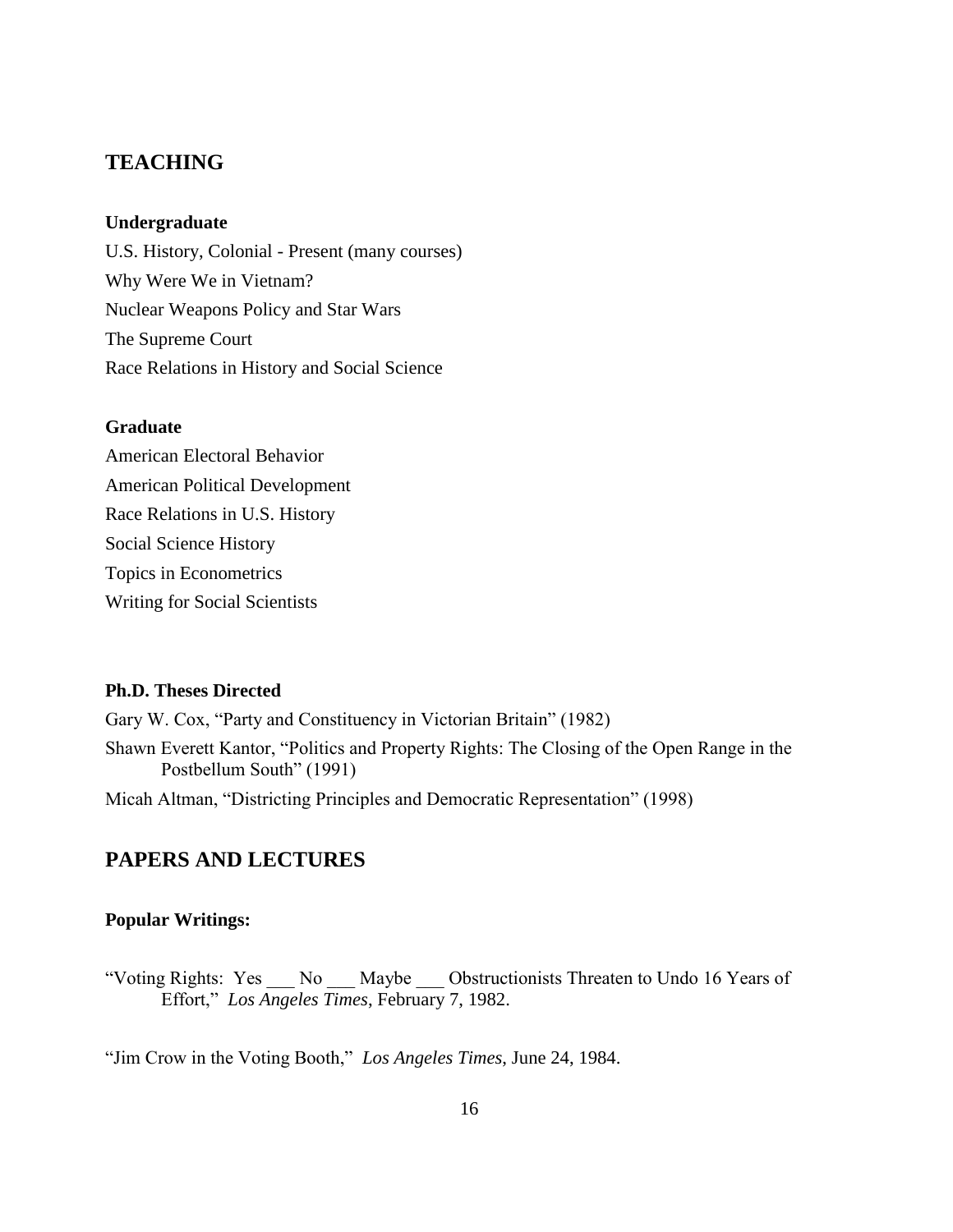## TEACHING

### Undergraduate

U.S. History, Colonial - Present (many courses)

Why Were We in Vietnam?

Nuclear Weapons Policy and Star Wars

The Supreme Court

Race Relations in History and Social Science

### Graduate

American Electoral Behavior

American Political Development

Race Relations in U.S. History

Social Science History

Topics in Econometrics

Writing for Social Scientists

### Ph.D. Theses Directed

Gary W. Cox, "Party and Constituency in Victorian Britain" (1982)

Shawn Everett Kantor, "Politics and Property Rights: The Closing of the Open Range in the Postbellum South" (1991)

Micah Altman, "Districting Principles and Democratic Representation" (1998)

## PAPERS AND LECTURES

### Popular Writings:

"Voting Rights: Yes ___ No ___ Maybe ___ Obstructionists Threaten to Undo 16 Years of Effort," *Los Angeles Times*, February 7, 1982.

"Jim Crow in the Voting Booth," *Los Angeles Times*, June 24, 1984.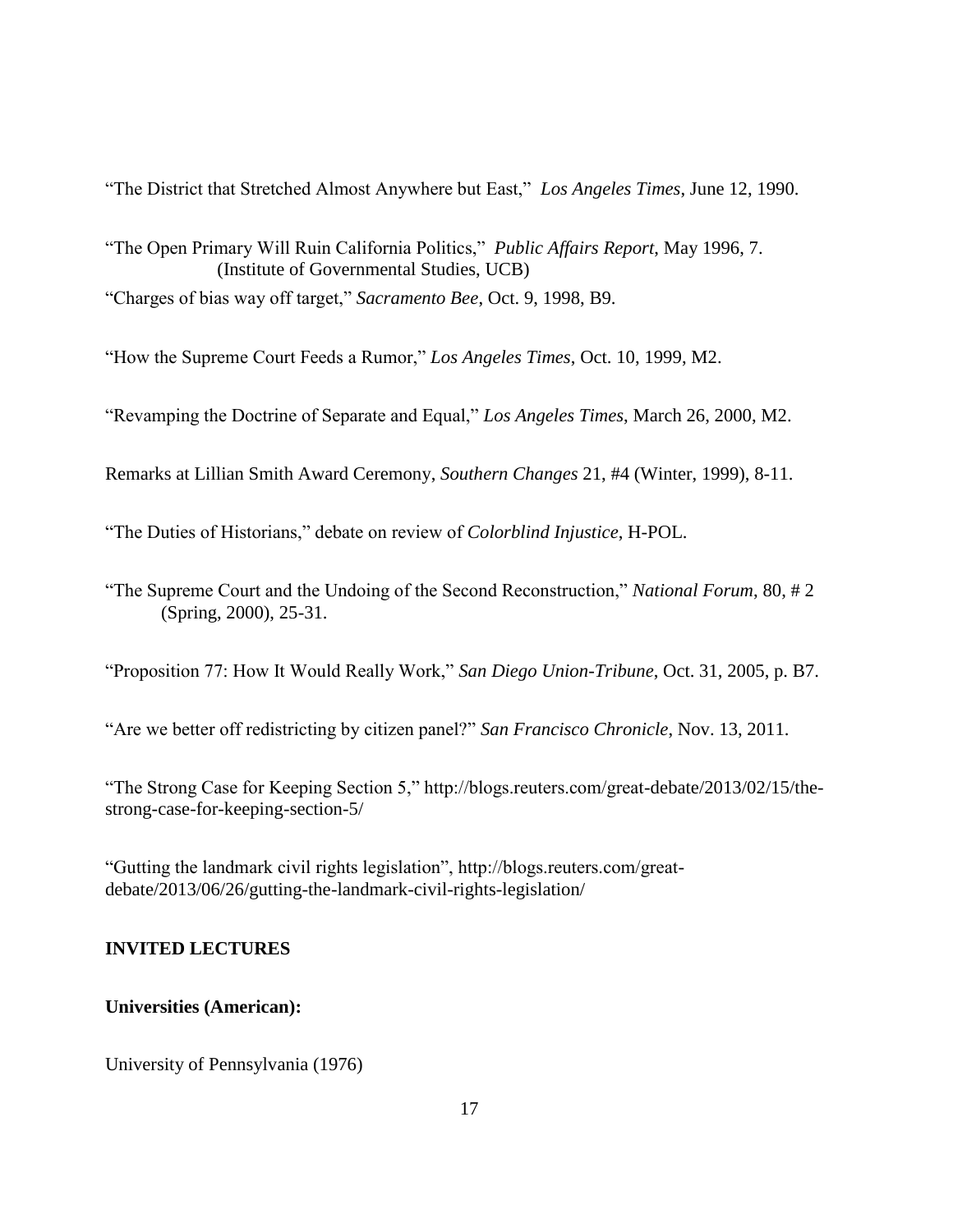"The District that Stretched Almost Anywhere but East," *Los Angeles Times*, June 12, 1990.

"The Open Primary Will Ruin California Politics," *Public Affairs Report*, May 1996, 7. (Institute of Governmental Studies, UCB)

"Charges of bias way off target," *Sacramento Bee*, Oct. 9, 1998, B9.

"How the Supreme Court Feeds a Rumor," *Los Angeles Times*, Oct. 10, 1999, M2.

"Revamping the Doctrine of Separate and Equal," *Los Angeles Times*, March 26, 2000, M2.

Remarks at Lillian Smith Award Ceremony, *Southern Changes* 21, #4 (Winter, 1999), 8-11.

"The Duties of Historians," debate on review of *Colorblind Injustice*, H-POL.

"The Supreme Court and the Undoing of the Second Reconstruction," *National Forum*, 80, # 2 (Spring, 2000), 25-31.

"Proposition 77: How It Would Really Work," *San Diego Union-Tribune*, Oct. 31, 2005, p. B7.

"Are we better off redistricting by citizen panel?" *San Francisco Chronicle*, Nov. 13, 2011.

"The Strong Case for Keeping Section 5," http://blogs.reuters.com/great-debate/2013/02/15/the-strong-case-for-keeping-section-5/

"Gutting the landmark civil rights legislation", http://blogs.reuters.com/great-debate/2013/06/26/gutting-the-landmark-civil-rights-legislation/

## INVITED LECTURES

### Universities (American):

University of Pennsylvania (1976)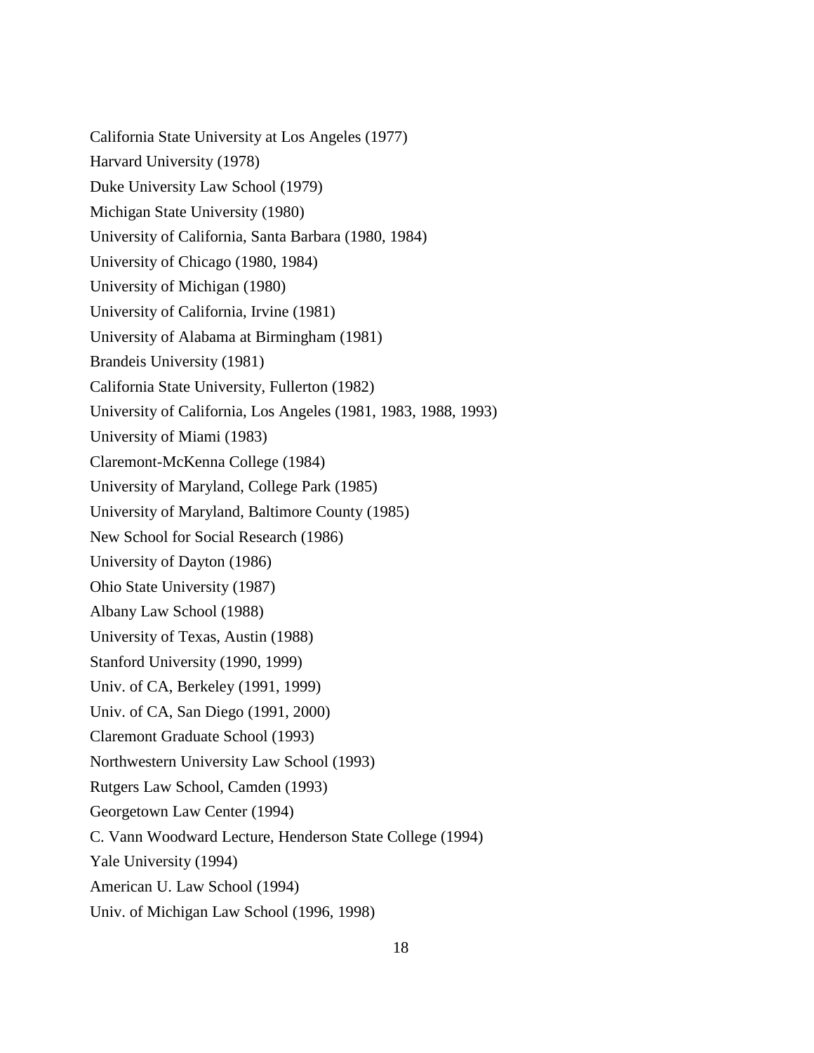California State University at Los Angeles (1977)

Harvard University (1978)

Duke University Law School (1979)

Michigan State University (1980)

University of California, Santa Barbara (1980, 1984)

University of Chicago (1980, 1984)

University of Michigan (1980)

University of California, Irvine (1981)

University of Alabama at Birmingham (1981)

Brandeis University (1981)

California State University, Fullerton (1982)

University of California, Los Angeles (1981, 1983, 1988, 1993)

University of Miami (1983)

Claremont-McKenna College (1984)

University of Maryland, College Park (1985)

University of Maryland, Baltimore County (1985)

New School for Social Research (1986)

University of Dayton (1986)

Ohio State University (1987)

Albany Law School (1988)

University of Texas, Austin (1988)

Stanford University (1990, 1999)

Univ. of CA, Berkeley (1991, 1999)

Univ. of CA, San Diego (1991, 2000)

Claremont Graduate School (1993)

Northwestern University Law School (1993)

Rutgers Law School, Camden (1993)

Georgetown Law Center (1994)

C. Vann Woodward Lecture, Henderson State College (1994)

Yale University (1994)

American U. Law School (1994)

Univ. of Michigan Law School (1996, 1998)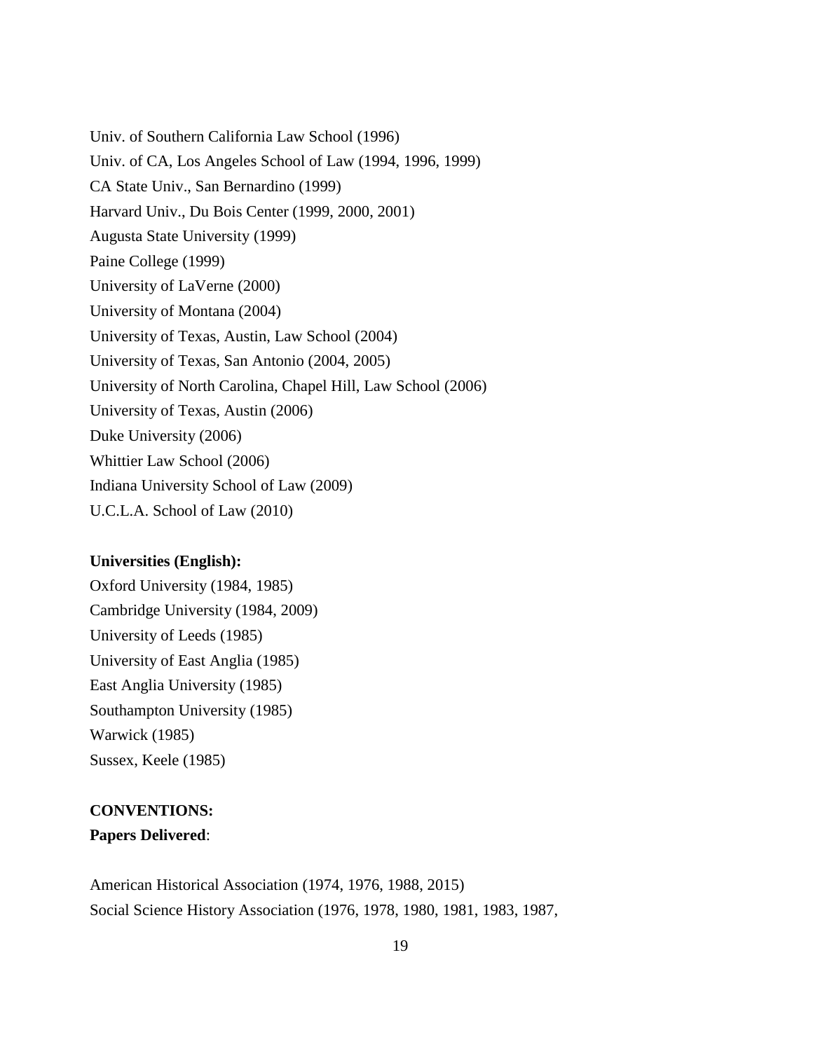Univ. of Southern California Law School (1996)
Univ. of CA, Los Angeles School of Law (1994, 1996, 1999)
CA State Univ., San Bernardino (1999)
Harvard Univ., Du Bois Center (1999, 2000, 2001)
Augusta State University (1999)
Paine College (1999)
University of LaVerne (2000)
University of Montana (2004)
University of Texas, Austin, Law School (2004)
University of Texas, San Antonio (2004, 2005)
University of North Carolina, Chapel Hill, Law School (2006)
University of Texas, Austin (2006)
Duke University (2006)
Whittier Law School (2006)
Indiana University School of Law (2009)
U.C.L.A. School of Law (2010)

**Universities (English):**
Oxford University (1984, 1985)
Cambridge University (1984, 2009)
University of Leeds (1985)
University of East Anglia (1985)
East Anglia University (1985)
Southampton University (1985)
Warwick (1985)
Sussex, Keele (1985)

**CONVENTIONS:**
**Papers Delivered**:

American Historical Association (1974, 1976, 1988, 2015)
Social Science History Association (1976, 1978, 1980, 1981, 1983, 1987,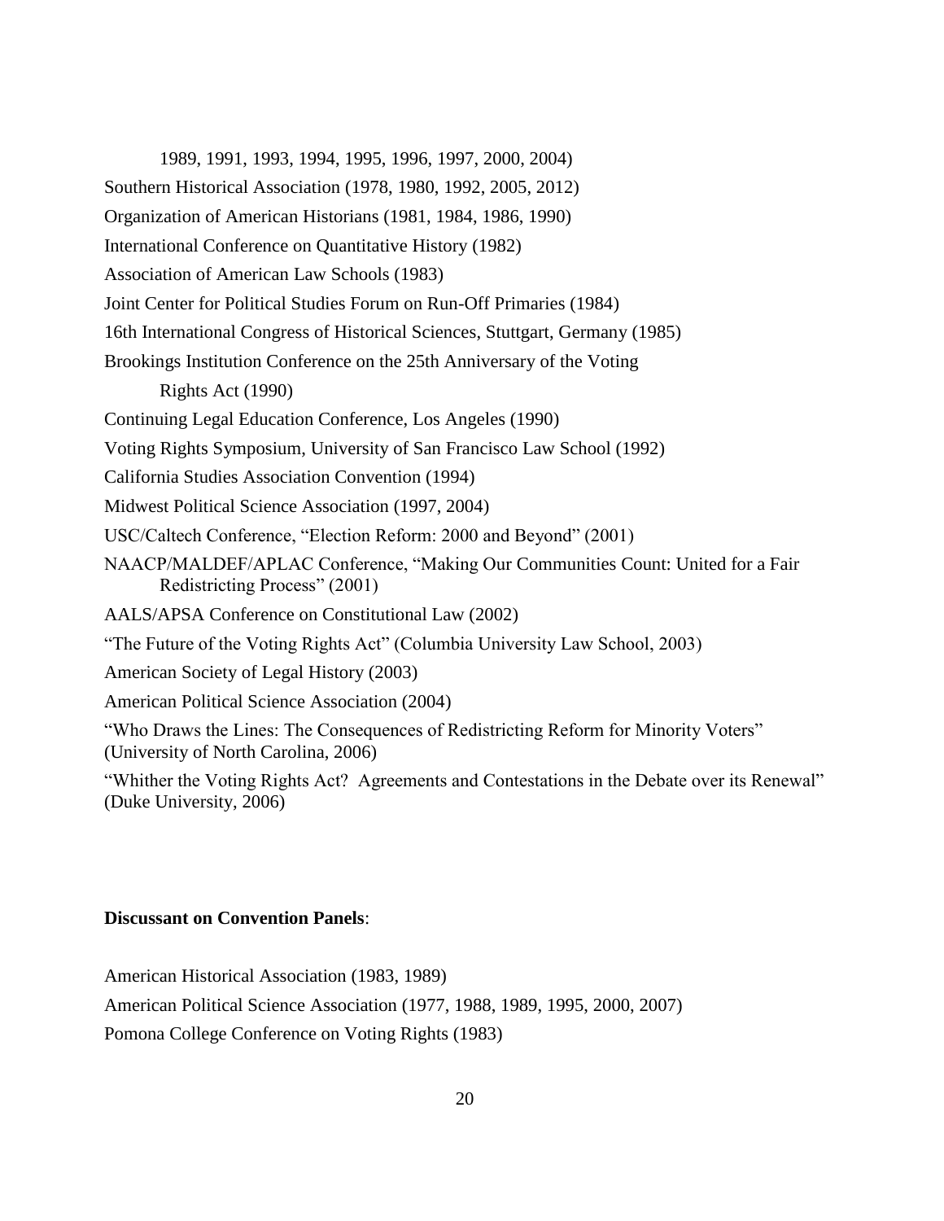1989, 1991, 1993, 1994, 1995, 1996, 1997, 2000, 2004)

Southern Historical Association (1978, 1980, 1992, 2005, 2012)

Organization of American Historians (1981, 1984, 1986, 1990)

International Conference on Quantitative History (1982)

Association of American Law Schools (1983)

Joint Center for Political Studies Forum on Run-Off Primaries (1984)

16th International Congress of Historical Sciences, Stuttgart, Germany (1985)

Brookings Institution Conference on the 25th Anniversary of the Voting Rights Act (1990)

Continuing Legal Education Conference, Los Angeles (1990)

Voting Rights Symposium, University of San Francisco Law School (1992)

California Studies Association Convention (1994)

Midwest Political Science Association (1997, 2004)

USC/Caltech Conference, "Election Reform: 2000 and Beyond" (2001)

NAACP/MALDEF/APLAC Conference, "Making Our Communities Count: United for a Fair Redistricting Process" (2001)

AALS/APSA Conference on Constitutional Law (2002)

"The Future of the Voting Rights Act" (Columbia University Law School, 2003)

American Society of Legal History (2003)

American Political Science Association (2004)

"Who Draws the Lines: The Consequences of Redistricting Reform for Minority Voters" (University of North Carolina, 2006)

"Whither the Voting Rights Act? Agreements and Contestations in the Debate over its Renewal" (Duke University, 2006)

**Discussant on Convention Panels**:

American Historical Association (1983, 1989)

American Political Science Association (1977, 1988, 1989, 1995, 2000, 2007)

Pomona College Conference on Voting Rights (1983)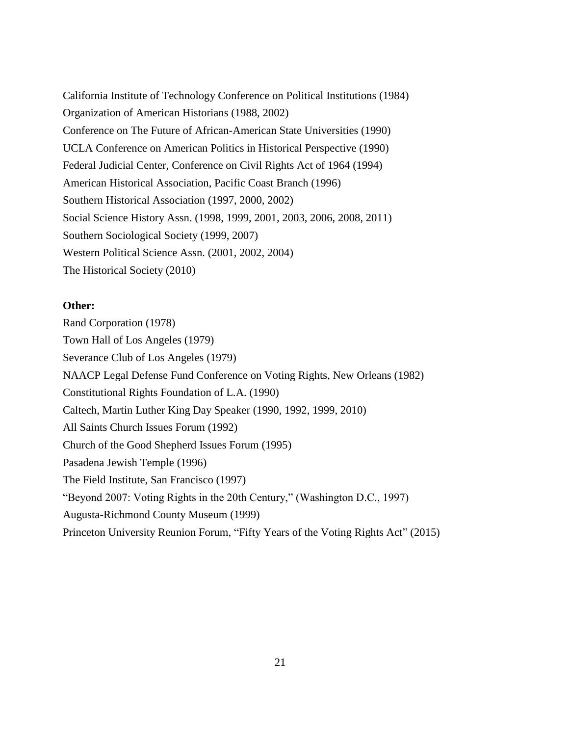California Institute of Technology Conference on Political Institutions (1984)
Organization of American Historians (1988, 2002)
Conference on The Future of African-American State Universities (1990)
UCLA Conference on American Politics in Historical Perspective (1990)
Federal Judicial Center, Conference on Civil Rights Act of 1964 (1994)
American Historical Association, Pacific Coast Branch (1996)
Southern Historical Association (1997, 2000, 2002)
Social Science History Assn. (1998, 1999, 2001, 2003, 2006, 2008, 2011)
Southern Sociological Society (1999, 2007)
Western Political Science Assn. (2001, 2002, 2004)
The Historical Society (2010)

**Other:**

Rand Corporation (1978)
Town Hall of Los Angeles (1979)
Severance Club of Los Angeles (1979)
NAACP Legal Defense Fund Conference on Voting Rights, New Orleans (1982)
Constitutional Rights Foundation of L.A. (1990)
Caltech, Martin Luther King Day Speaker (1990, 1992, 1999, 2010)
All Saints Church Issues Forum (1992)
Church of the Good Shepherd Issues Forum (1995)
Pasadena Jewish Temple (1996)
The Field Institute, San Francisco (1997)
"Beyond 2007: Voting Rights in the 20th Century," (Washington D.C., 1997)
Augusta-Richmond County Museum (1999)
Princeton University Reunion Forum, "Fifty Years of the Voting Rights Act" (2015)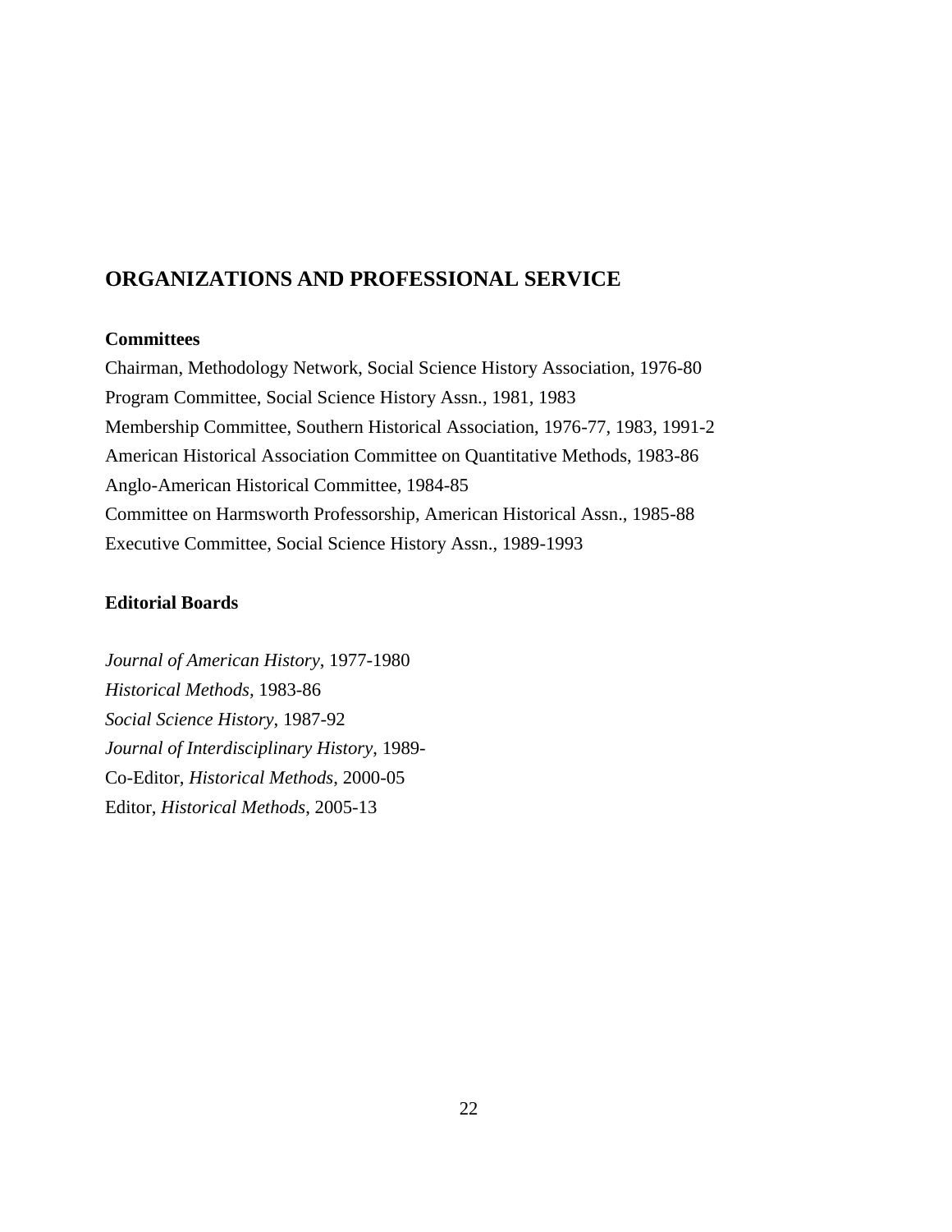## ORGANIZATIONS AND PROFESSIONAL SERVICE

**Committees**

Chairman, Methodology Network, Social Science History Association, 1976-80
Program Committee, Social Science History Assn., 1981, 1983
Membership Committee, Southern Historical Association, 1976-77, 1983, 1991-2
American Historical Association Committee on Quantitative Methods, 1983-86
Anglo-American Historical Committee, 1984-85
Committee on Harmsworth Professorship, American Historical Assn., 1985-88
Executive Committee, Social Science History Assn., 1989-1993

**Editorial Boards**

*Journal of American History*, 1977-1980
*Historical Methods*, 1983-86
*Social Science History*, 1987-92
*Journal of Interdisciplinary History*, 1989-
Co-Editor, *Historical Methods*, 2000-05
Editor, *Historical Methods*, 2005-13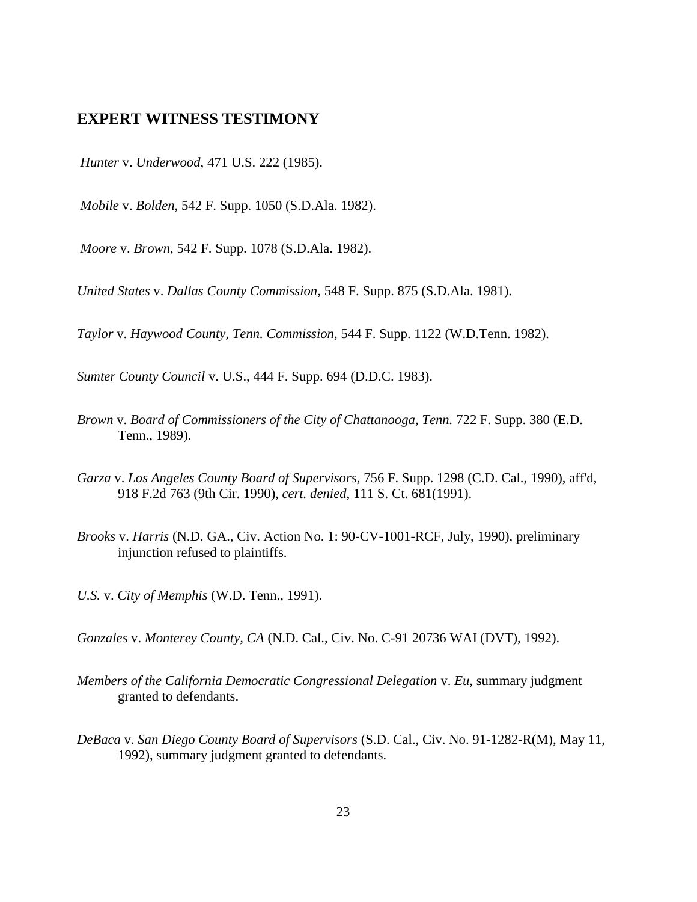## EXPERT WITNESS TESTIMONY

*Hunter* v. *Underwood*, 471 U.S. 222 (1985).

*Mobile* v. *Bolden*, 542 F. Supp. 1050 (S.D.Ala. 1982).

*Moore* v. *Brown*, 542 F. Supp. 1078 (S.D.Ala. 1982).

*United States* v. *Dallas County Commission*, 548 F. Supp. 875 (S.D.Ala. 1981).

*Taylor* v. *Haywood County, Tenn. Commission*, 544 F. Supp. 1122 (W.D.Tenn. 1982).

*Sumter County Council* v. U.S., 444 F. Supp. 694 (D.D.C. 1983).

*Brown* v. *Board of Commissioners of the City of Chattanooga, Tenn.* 722 F. Supp. 380 (E.D. Tenn., 1989).

*Garza* v. *Los Angeles County Board of Supervisors*, 756 F. Supp. 1298 (C.D. Cal., 1990), aff'd, 918 F.2d 763 (9th Cir. 1990), *cert. denied*, 111 S. Ct. 681(1991).

*Brooks* v. *Harris* (N.D. GA., Civ. Action No. 1: 90-CV-1001-RCF, July, 1990), preliminary injunction refused to plaintiffs.

*U.S.* v. *City of Memphis* (W.D. Tenn., 1991).

*Gonzales* v. *Monterey County, CA* (N.D. Cal., Civ. No. C-91 20736 WAI (DVT), 1992).

*Members of the California Democratic Congressional Delegation* v. *Eu*, summary judgment granted to defendants.

*DeBaca* v. *San Diego County Board of Supervisors* (S.D. Cal., Civ. No. 91-1282-R(M), May 11, 1992), summary judgment granted to defendants.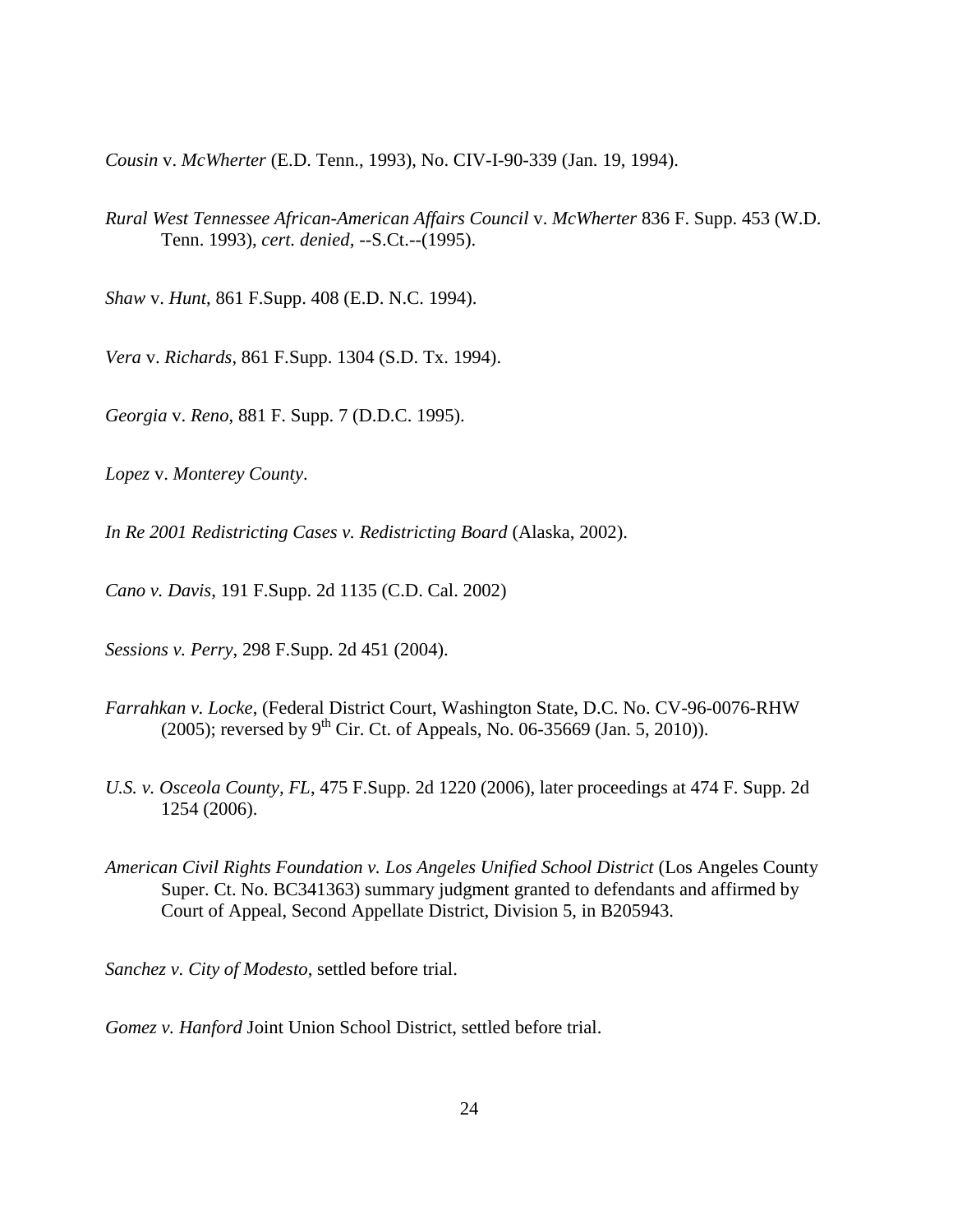*Cousin* v. *McWherter* (E.D. Tenn., 1993), No. CIV-I-90-339 (Jan. 19, 1994).

*Rural West Tennessee African-American Affairs Council* v. *McWherter* 836 F. Supp. 453 (W.D. Tenn. 1993), *cert. denied,* --S.Ct.--(1995).

*Shaw* v. *Hunt*, 861 F.Supp. 408 (E.D. N.C. 1994).

*Vera* v. *Richards*, 861 F.Supp. 1304 (S.D. Tx. 1994).

*Georgia* v. *Reno*, 881 F. Supp. 7 (D.D.C. 1995).

*Lopez* v. *Monterey County*.

*In Re 2001 Redistricting Cases v. Redistricting Board* (Alaska, 2002).

*Cano v. Davis*, 191 F.Supp. 2d 1135 (C.D. Cal. 2002)

*Sessions v. Perry*, 298 F.Supp. 2d 451 (2004).

*Farrahkan v. Locke*, (Federal District Court, Washington State, D.C. No. CV-96-0076-RHW (2005); reversed by 9th Cir. Ct. of Appeals, No. 06-35669 (Jan. 5, 2010)).

*U.S. v. Osceola County, FL*, 475 F.Supp. 2d 1220 (2006), later proceedings at 474 F. Supp. 2d 1254 (2006).

*American Civil Rights Foundation v. Los Angeles Unified School District* (Los Angeles County Super. Ct. No. BC341363) summary judgment granted to defendants and affirmed by Court of Appeal, Second Appellate District, Division 5, in B205943.

*Sanchez v. City of Modesto*, settled before trial.

*Gomez v. Hanford* Joint Union School District, settled before trial.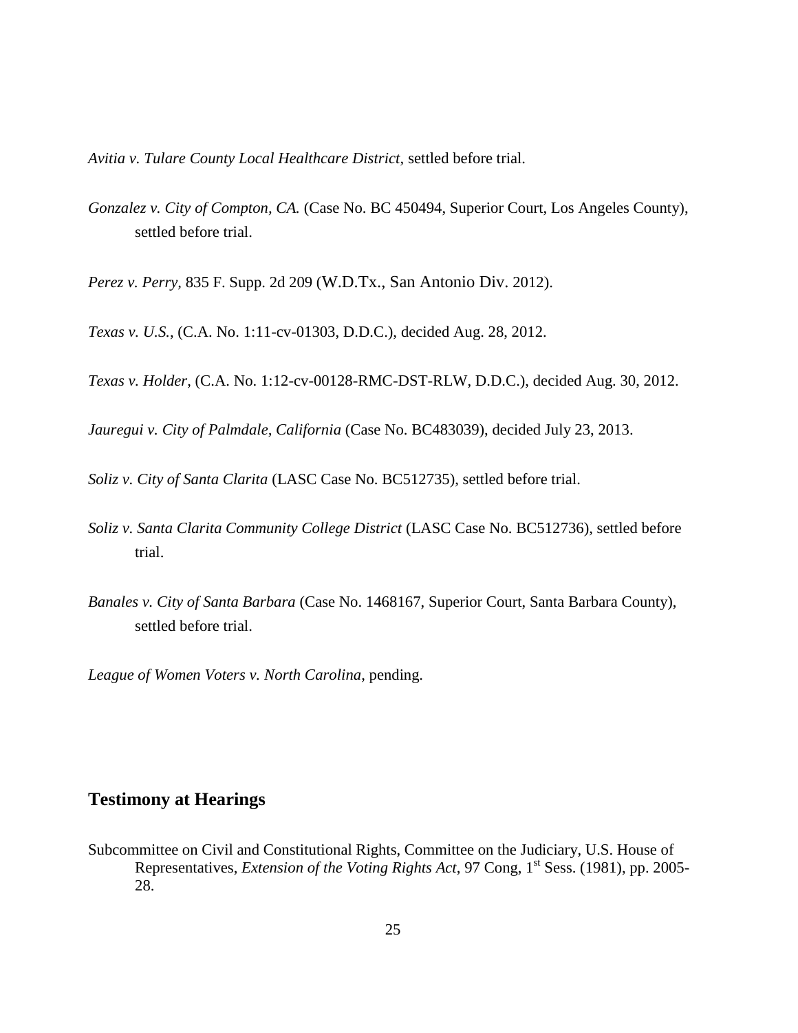*Avitia v. Tulare County Local Healthcare District*, settled before trial.

*Gonzalez v. City of Compton, CA.* (Case No. BC 450494, Superior Court, Los Angeles County), settled before trial.

*Perez v. Perry*, 835 F. Supp. 2d 209 (W.D.Tx., San Antonio Div. 2012).

*Texas v. U.S.*, (C.A. No. 1:11-cv-01303, D.D.C.), decided Aug. 28, 2012.

*Texas v. Holder*, (C.A. No. 1:12-cv-00128-RMC-DST-RLW, D.D.C.), decided Aug. 30, 2012.

*Jauregui v. City of Palmdale, California* (Case No. BC483039), decided July 23, 2013.

*Soliz v. City of Santa Clarita* (LASC Case No. BC512735), settled before trial.

*Soliz v. Santa Clarita Community College District* (LASC Case No. BC512736), settled before trial.

*Banales v. City of Santa Barbara* (Case No. 1468167, Superior Court, Santa Barbara County), settled before trial.

*League of Women Voters v. North Carolina*, pending.

## Testimony at Hearings

Subcommittee on Civil and Constitutional Rights, Committee on the Judiciary, U.S. House of Representatives, *Extension of the Voting Rights Act*, 97 Cong, 1st Sess. (1981), pp. 2005-28.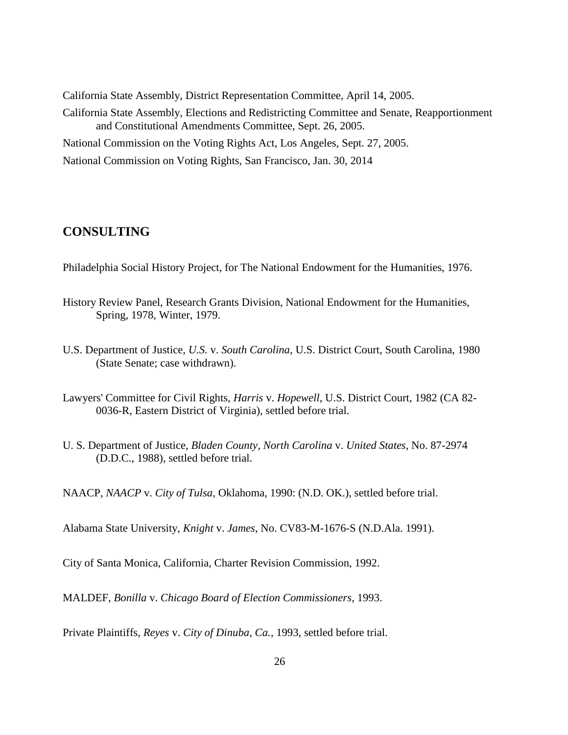California State Assembly, District Representation Committee, April 14, 2005.

California State Assembly, Elections and Redistricting Committee and Senate, Reapportionment and Constitutional Amendments Committee, Sept. 26, 2005.

National Commission on the Voting Rights Act, Los Angeles, Sept. 27, 2005.

National Commission on Voting Rights, San Francisco, Jan. 30, 2014

## CONSULTING

Philadelphia Social History Project, for The National Endowment for the Humanities, 1976.

History Review Panel, Research Grants Division, National Endowment for the Humanities, Spring, 1978, Winter, 1979.

U.S. Department of Justice, *U.S.* v. *South Carolina*, U.S. District Court, South Carolina, 1980 (State Senate; case withdrawn).

Lawyers' Committee for Civil Rights, *Harris* v. *Hopewell*, U.S. District Court, 1982 (CA 82-0036-R, Eastern District of Virginia), settled before trial.

U. S. Department of Justice, *Bladen County, North Carolina* v. *United States*, No. 87-2974 (D.D.C., 1988), settled before trial.

NAACP, *NAACP* v. *City of Tulsa*, Oklahoma, 1990: (N.D. OK.), settled before trial.

Alabama State University, *Knight* v. *James*, No. CV83-M-1676-S (N.D.Ala. 1991).

City of Santa Monica, California, Charter Revision Commission, 1992.

MALDEF, *Bonilla* v. *Chicago Board of Election Commissioners*, 1993.

Private Plaintiffs, *Reyes* v. *City of Dinuba, Ca.*, 1993, settled before trial.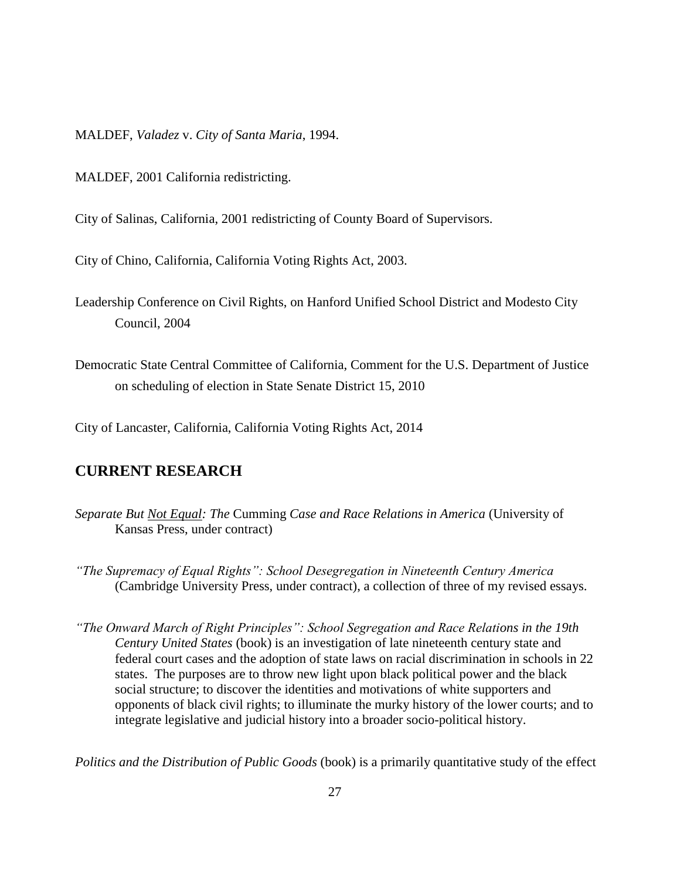MALDEF, *Valadez* v. *City of Santa Maria*, 1994.

MALDEF, 2001 California redistricting.

City of Salinas, California, 2001 redistricting of County Board of Supervisors.

City of Chino, California, California Voting Rights Act, 2003.

Leadership Conference on Civil Rights, on Hanford Unified School District and Modesto City Council, 2004

Democratic State Central Committee of California, Comment for the U.S. Department of Justice on scheduling of election in State Senate District 15, 2010

City of Lancaster, California, California Voting Rights Act, 2014

## CURRENT RESEARCH

*Separate But <u>Not Equal</u>: The* Cumming *Case and Race Relations in America* (University of Kansas Press, under contract)

*"The Supremacy of Equal Rights": School Desegregation in Nineteenth Century America* (Cambridge University Press, under contract), a collection of three of my revised essays.

*"The Onward March of Right Principles": School Segregation and Race Relations in the 19th Century United States* (book) is an investigation of late nineteenth century state and federal court cases and the adoption of state laws on racial discrimination in schools in 22 states. The purposes are to throw new light upon black political power and the black social structure; to discover the identities and motivations of white supporters and opponents of black civil rights; to illuminate the murky history of the lower courts; and to integrate legislative and judicial history into a broader socio-political history.

*Politics and the Distribution of Public Goods* (book) is a primarily quantitative study of the effect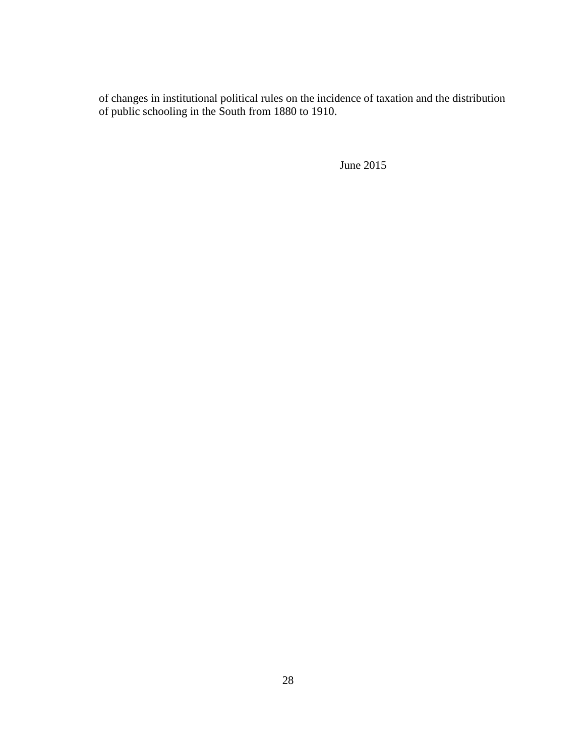of changes in institutional political rules on the incidence of taxation and the distribution of public schooling in the South from 1880 to 1910.

June 2015